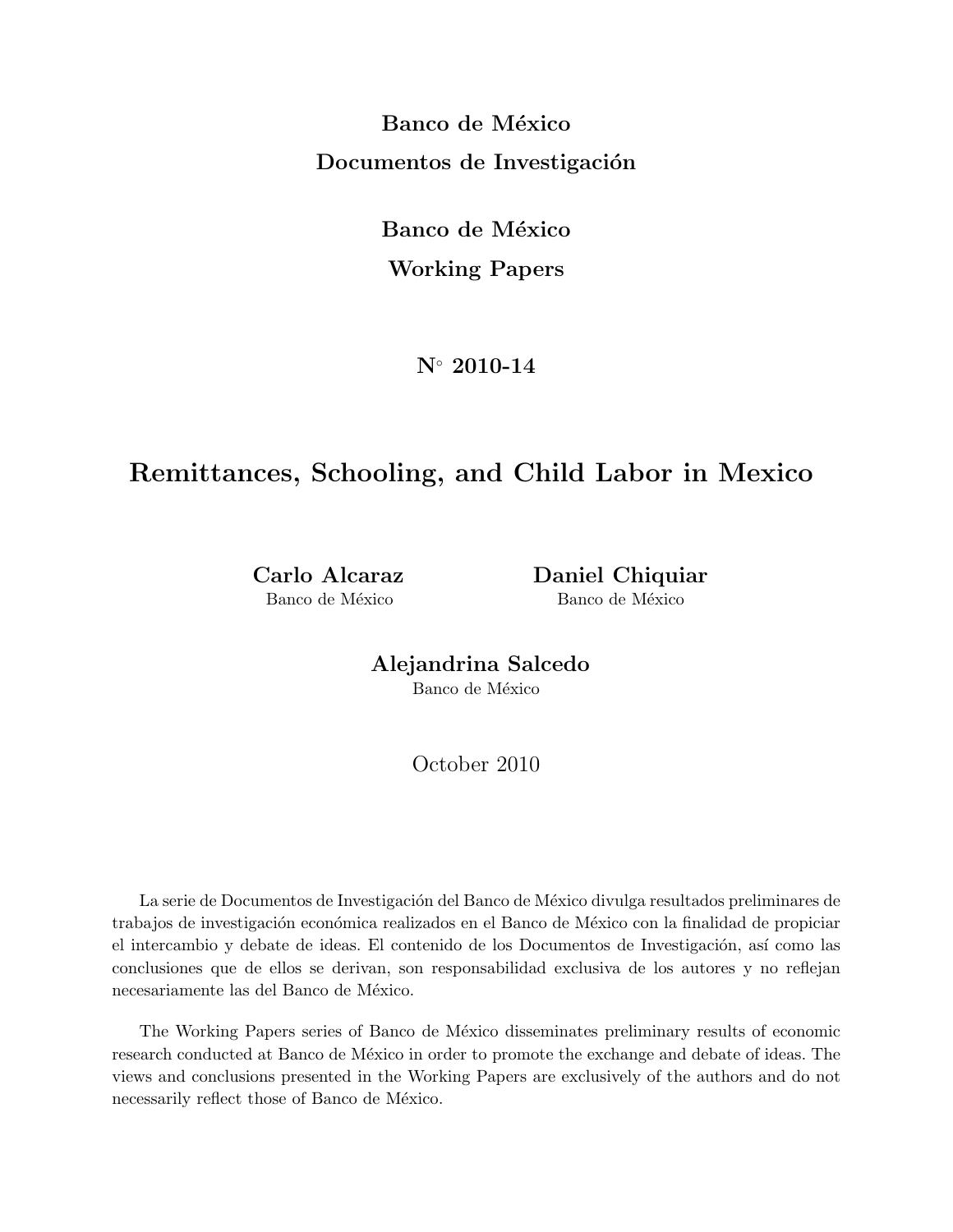**Banco de México**

**Documentos de Investigación**

**Banco de México**

**Working Papers**

**N° 2010-14**

# Remittances, Schooling, and Child Labor in Mexico

**Carlo Alcaraz**
Banco de México

**Daniel Chiquiar**
Banco de México

**Alejandrina Salcedo**
Banco de México

October 2010

La serie de Documentos de Investigación del Banco de México divulga resultados preliminares de trabajos de investigación económica realizados en el Banco de México con la finalidad de propiciar el intercambio y debate de ideas. El contenido de los Documentos de Investigación, así como las conclusiones que de ellos se derivan, son responsabilidad exclusiva de los autores y no reflejan necesariamente las del Banco de México.

The Working Papers series of Banco de México disseminates preliminary results of economic research conducted at Banco de México in order to promote the exchange and debate of ideas. The views and conclusions presented in the Working Papers are exclusively of the authors and do not necessarily reflect those of Banco de México.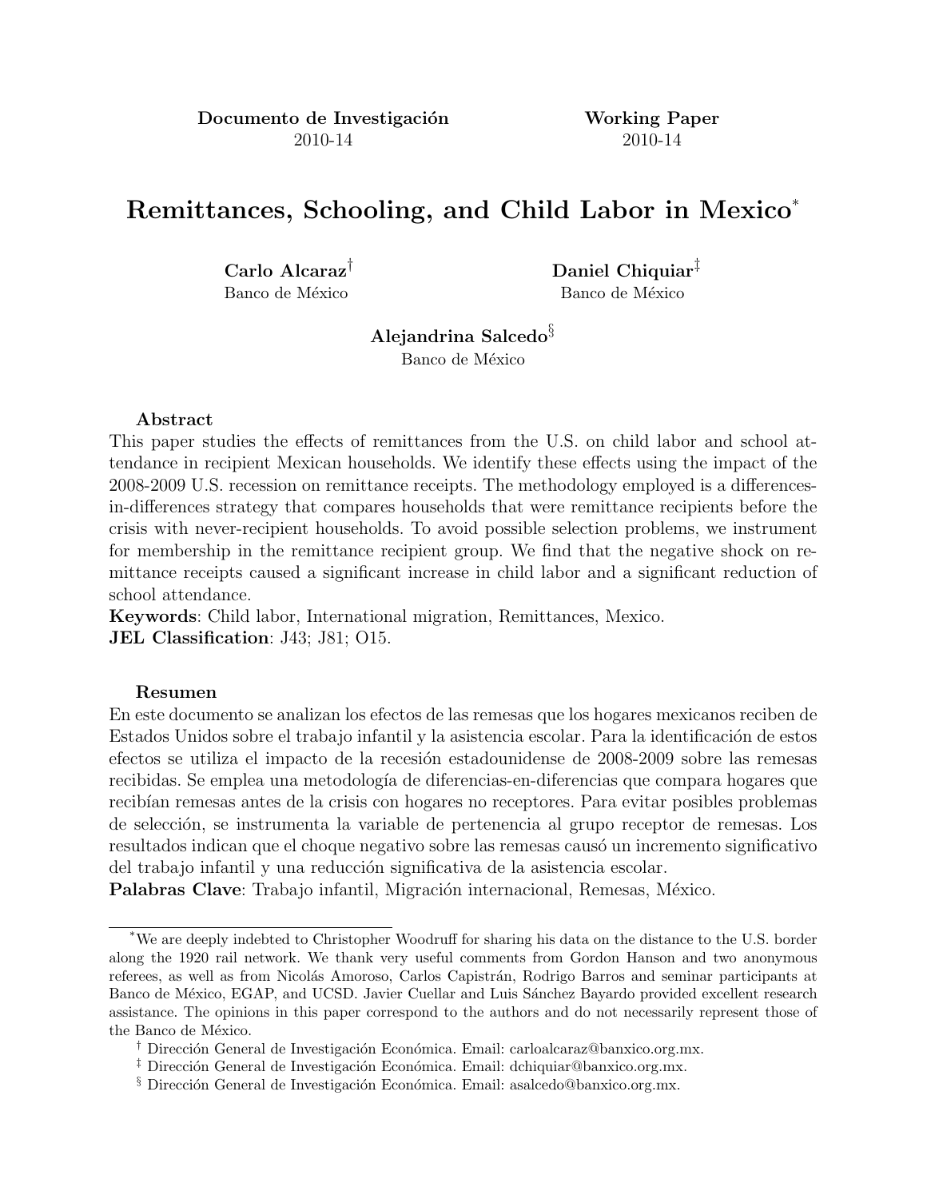**Documento de Investigación**
2010-14

**Working Paper**
2010-14

# Remittances, Schooling, and Child Labor in Mexico*

**Carlo Alcaraz**[†]
Banco de México

**Daniel Chiquiar**[‡]
Banco de México

**Alejandrina Salcedo**[§]
Banco de México

**Abstract**

This paper studies the effects of remittances from the U.S. on child labor and school attendance in recipient Mexican households. We identify these effects using the impact of the 2008-2009 U.S. recession on remittance receipts. The methodology employed is a differences-in-differences strategy that compares households that were remittance recipients before the crisis with never-recipient households. To avoid possible selection problems, we instrument for membership in the remittance recipient group. We find that the negative shock on remittance receipts caused a significant increase in child labor and a significant reduction of school attendance.

**Keywords**: Child labor, International migration, Remittances, Mexico.

**JEL Classification**: J43; J81; O15.

**Resumen**

En este documento se analizan los efectos de las remesas que los hogares mexicanos reciben de Estados Unidos sobre el trabajo infantil y la asistencia escolar. Para la identificación de estos efectos se utiliza el impacto de la recesión estadounidense de 2008-2009 sobre las remesas recibidas. Se emplea una metodología de diferencias-en-diferencias que compara hogares que recibían remesas antes de la crisis con hogares no receptores. Para evitar posibles problemas de selección, se instrumenta la variable de pertenencia al grupo receptor de remesas. Los resultados indican que el choque negativo sobre las remesas causó un incremento significativo del trabajo infantil y una reducción significativa de la asistencia escolar.

**Palabras Clave**: Trabajo infantil, Migración internacional, Remesas, México.

---

*We are deeply indebted to Christopher Woodruff for sharing his data on the distance to the U.S. border along the 1920 rail network. We thank very useful comments from Gordon Hanson and two anonymous referees, as well as from Nicolás Amoroso, Carlos Capistrán, Rodrigo Barros and seminar participants at Banco de México, EGAP, and UCSD. Javier Cuellar and Luis Sánchez Bayardo provided excellent research assistance. The opinions in this paper correspond to the authors and do not necessarily represent those of the Banco de México.

[†] Dirección General de Investigación Económica. Email: carloalcaraz@banxico.org.mx.

[‡] Dirección General de Investigación Económica. Email: dchiquiar@banxico.org.mx.

[§] Dirección General de Investigación Económica. Email: asalcedo@banxico.org.mx.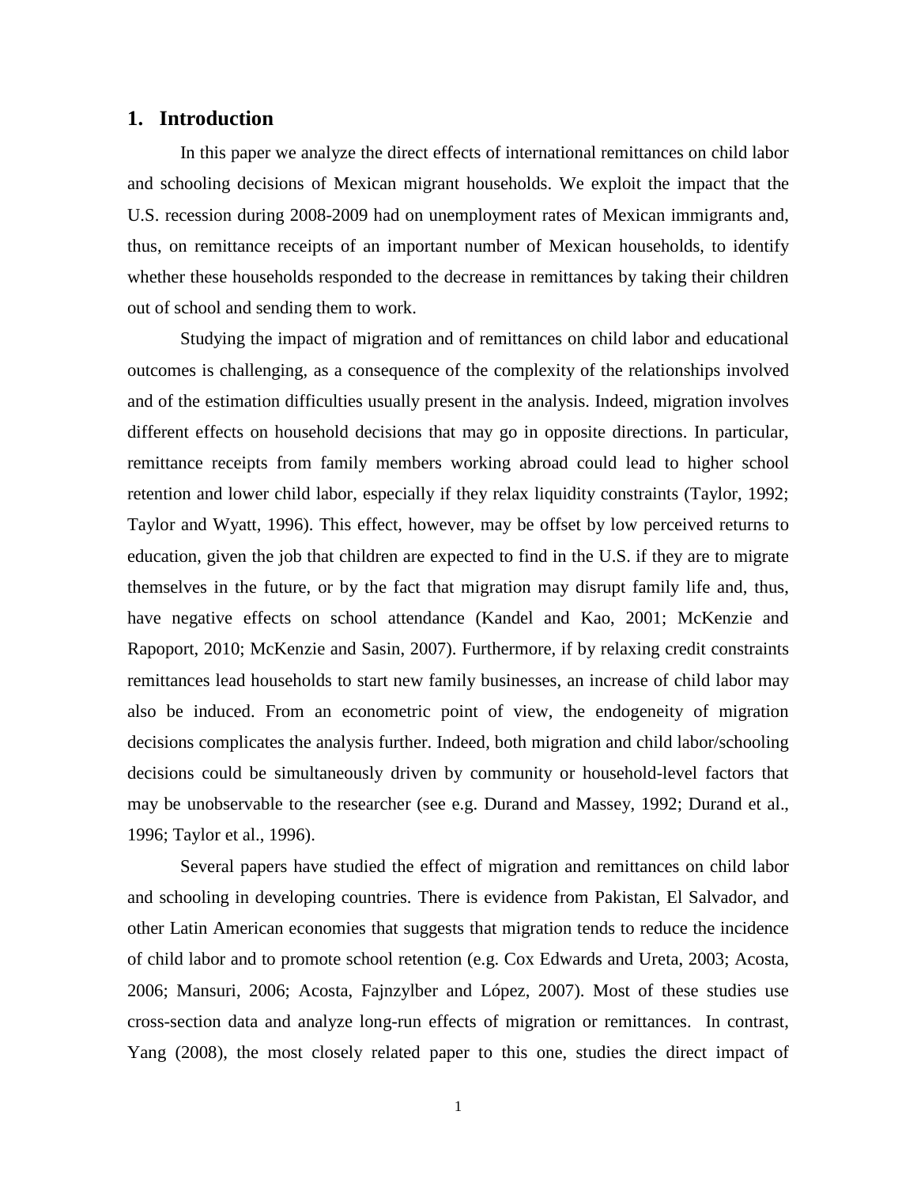## 1. Introduction

In this paper we analyze the direct effects of international remittances on child labor and schooling decisions of Mexican migrant households. We exploit the impact that the U.S. recession during 2008-2009 had on unemployment rates of Mexican immigrants and, thus, on remittance receipts of an important number of Mexican households, to identify whether these households responded to the decrease in remittances by taking their children out of school and sending them to work.

Studying the impact of migration and of remittances on child labor and educational outcomes is challenging, as a consequence of the complexity of the relationships involved and of the estimation difficulties usually present in the analysis. Indeed, migration involves different effects on household decisions that may go in opposite directions. In particular, remittance receipts from family members working abroad could lead to higher school retention and lower child labor, especially if they relax liquidity constraints (Taylor, 1992; Taylor and Wyatt, 1996). This effect, however, may be offset by low perceived returns to education, given the job that children are expected to find in the U.S. if they are to migrate themselves in the future, or by the fact that migration may disrupt family life and, thus, have negative effects on school attendance (Kandel and Kao, 2001; McKenzie and Rapoport, 2010; McKenzie and Sasin, 2007). Furthermore, if by relaxing credit constraints remittances lead households to start new family businesses, an increase of child labor may also be induced. From an econometric point of view, the endogeneity of migration decisions complicates the analysis further. Indeed, both migration and child labor/schooling decisions could be simultaneously driven by community or household-level factors that may be unobservable to the researcher (see e.g. Durand and Massey, 1992; Durand et al., 1996; Taylor et al., 1996).

Several papers have studied the effect of migration and remittances on child labor and schooling in developing countries. There is evidence from Pakistan, El Salvador, and other Latin American economies that suggests that migration tends to reduce the incidence of child labor and to promote school retention (e.g. Cox Edwards and Ureta, 2003; Acosta, 2006; Mansuri, 2006; Acosta, Fajnzylber and López, 2007). Most of these studies use cross-section data and analyze long-run effects of migration or remittances. In contrast, Yang (2008), the most closely related paper to this one, studies the direct impact of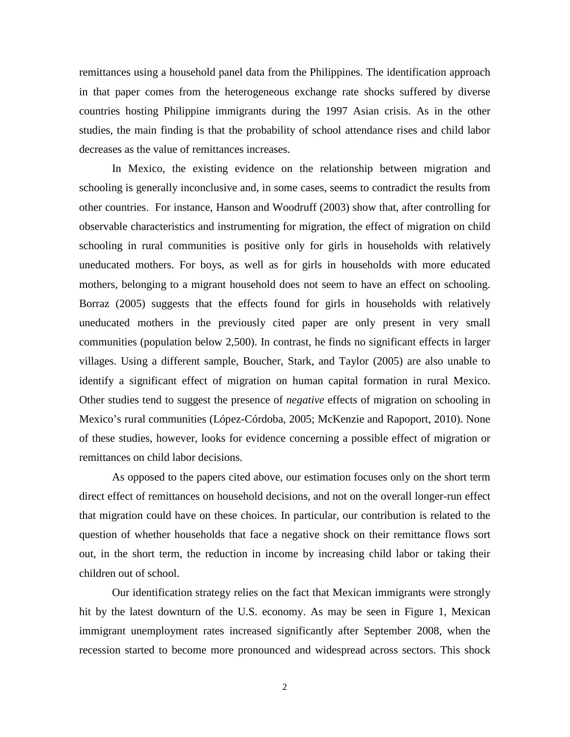remittances using a household panel data from the Philippines. The identification approach in that paper comes from the heterogeneous exchange rate shocks suffered by diverse countries hosting Philippine immigrants during the 1997 Asian crisis. As in the other studies, the main finding is that the probability of school attendance rises and child labor decreases as the value of remittances increases.

In Mexico, the existing evidence on the relationship between migration and schooling is generally inconclusive and, in some cases, seems to contradict the results from other countries. For instance, Hanson and Woodruff (2003) show that, after controlling for observable characteristics and instrumenting for migration, the effect of migration on child schooling in rural communities is positive only for girls in households with relatively uneducated mothers. For boys, as well as for girls in households with more educated mothers, belonging to a migrant household does not seem to have an effect on schooling. Borraz (2005) suggests that the effects found for girls in households with relatively uneducated mothers in the previously cited paper are only present in very small communities (population below 2,500). In contrast, he finds no significant effects in larger villages. Using a different sample, Boucher, Stark, and Taylor (2005) are also unable to identify a significant effect of migration on human capital formation in rural Mexico. Other studies tend to suggest the presence of *negative* effects of migration on schooling in Mexico's rural communities (López-Córdoba, 2005; McKenzie and Rapoport, 2010). None of these studies, however, looks for evidence concerning a possible effect of migration or remittances on child labor decisions.

As opposed to the papers cited above, our estimation focuses only on the short term direct effect of remittances on household decisions, and not on the overall longer-run effect that migration could have on these choices. In particular, our contribution is related to the question of whether households that face a negative shock on their remittance flows sort out, in the short term, the reduction in income by increasing child labor or taking their children out of school.

Our identification strategy relies on the fact that Mexican immigrants were strongly hit by the latest downturn of the U.S. economy. As may be seen in Figure 1, Mexican immigrant unemployment rates increased significantly after September 2008, when the recession started to become more pronounced and widespread across sectors. This shock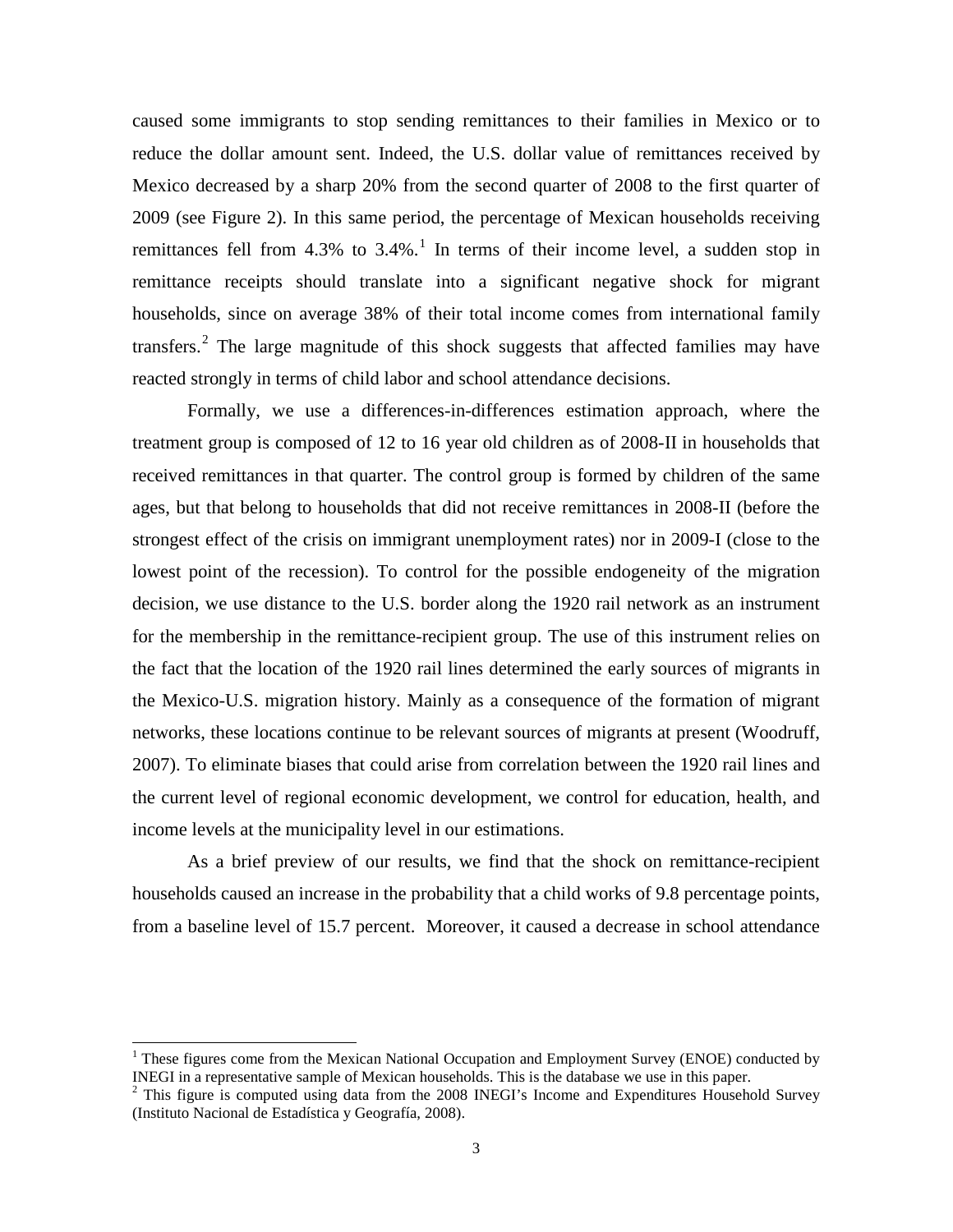caused some immigrants to stop sending remittances to their families in Mexico or to reduce the dollar amount sent. Indeed, the U.S. dollar value of remittances received by Mexico decreased by a sharp 20% from the second quarter of 2008 to the first quarter of 2009 (see Figure 2). In this same period, the percentage of Mexican households receiving remittances fell from 4.3% to 3.4%.[1] In terms of their income level, a sudden stop in remittance receipts should translate into a significant negative shock for migrant households, since on average 38% of their total income comes from international family transfers.[2] The large magnitude of this shock suggests that affected families may have reacted strongly in terms of child labor and school attendance decisions.

Formally, we use a differences-in-differences estimation approach, where the treatment group is composed of 12 to 16 year old children as of 2008-II in households that received remittances in that quarter. The control group is formed by children of the same ages, but that belong to households that did not receive remittances in 2008-II (before the strongest effect of the crisis on immigrant unemployment rates) nor in 2009-I (close to the lowest point of the recession). To control for the possible endogeneity of the migration decision, we use distance to the U.S. border along the 1920 rail network as an instrument for the membership in the remittance-recipient group. The use of this instrument relies on the fact that the location of the 1920 rail lines determined the early sources of migrants in the Mexico-U.S. migration history. Mainly as a consequence of the formation of migrant networks, these locations continue to be relevant sources of migrants at present (Woodruff, 2007). To eliminate biases that could arise from correlation between the 1920 rail lines and the current level of regional economic development, we control for education, health, and income levels at the municipality level in our estimations.

As a brief preview of our results, we find that the shock on remittance-recipient households caused an increase in the probability that a child works of 9.8 percentage points, from a baseline level of 15.7 percent. Moreover, it caused a decrease in school attendance

[1] These figures come from the Mexican National Occupation and Employment Survey (ENOE) conducted by INEGI in a representative sample of Mexican households. This is the database we use in this paper.

[2] This figure is computed using data from the 2008 INEGI's Income and Expenditures Household Survey (Instituto Nacional de Estadística y Geografía, 2008).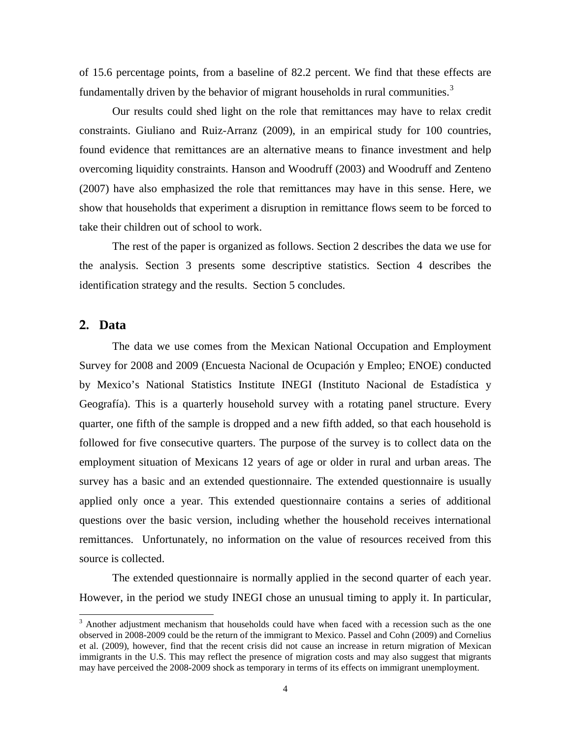of 15.6 percentage points, from a baseline of 82.2 percent. We find that these effects are fundamentally driven by the behavior of migrant households in rural communities.[3]

Our results could shed light on the role that remittances may have to relax credit constraints. Giuliano and Ruiz-Arranz (2009), in an empirical study for 100 countries, found evidence that remittances are an alternative means to finance investment and help overcoming liquidity constraints. Hanson and Woodruff (2003) and Woodruff and Zenteno (2007) have also emphasized the role that remittances may have in this sense. Here, we show that households that experiment a disruption in remittance flows seem to be forced to take their children out of school to work.

The rest of the paper is organized as follows. Section 2 describes the data we use for the analysis. Section 3 presents some descriptive statistics. Section 4 describes the identification strategy and the results. Section 5 concludes.

## 2. Data

The data we use comes from the Mexican National Occupation and Employment Survey for 2008 and 2009 (Encuesta Nacional de Ocupación y Empleo; ENOE) conducted by Mexico's National Statistics Institute INEGI (Instituto Nacional de Estadística y Geografía). This is a quarterly household survey with a rotating panel structure. Every quarter, one fifth of the sample is dropped and a new fifth added, so that each household is followed for five consecutive quarters. The purpose of the survey is to collect data on the employment situation of Mexicans 12 years of age or older in rural and urban areas. The survey has a basic and an extended questionnaire. The extended questionnaire is usually applied only once a year. This extended questionnaire contains a series of additional questions over the basic version, including whether the household receives international remittances. Unfortunately, no information on the value of resources received from this source is collected.

The extended questionnaire is normally applied in the second quarter of each year. However, in the period we study INEGI chose an unusual timing to apply it. In particular,

[3] Another adjustment mechanism that households could have when faced with a recession such as the one observed in 2008-2009 could be the return of the immigrant to Mexico. Passel and Cohn (2009) and Cornelius et al. (2009), however, find that the recent crisis did not cause an increase in return migration of Mexican immigrants in the U.S. This may reflect the presence of migration costs and may also suggest that migrants may have perceived the 2008-2009 shock as temporary in terms of its effects on immigrant unemployment.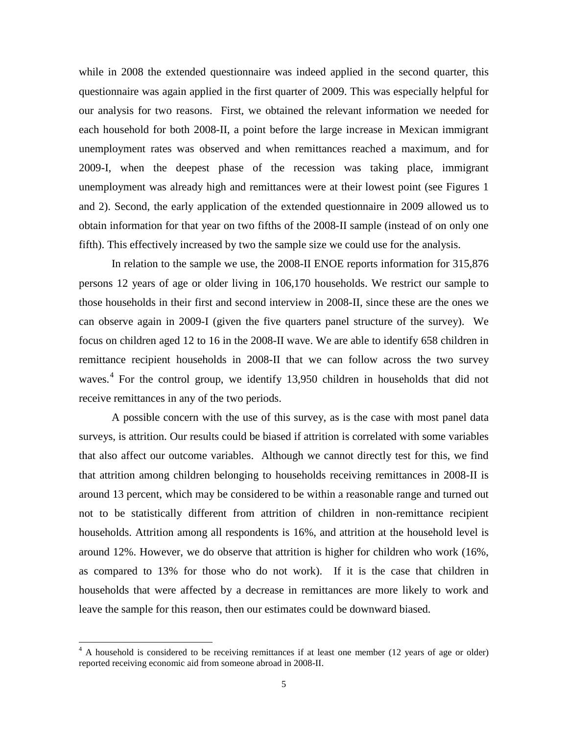while in 2008 the extended questionnaire was indeed applied in the second quarter, this questionnaire was again applied in the first quarter of 2009. This was especially helpful for our analysis for two reasons. First, we obtained the relevant information we needed for each household for both 2008-II, a point before the large increase in Mexican immigrant unemployment rates was observed and when remittances reached a maximum, and for 2009-I, when the deepest phase of the recession was taking place, immigrant unemployment was already high and remittances were at their lowest point (see Figures 1 and 2). Second, the early application of the extended questionnaire in 2009 allowed us to obtain information for that year on two fifths of the 2008-II sample (instead of on only one fifth). This effectively increased by two the sample size we could use for the analysis.

In relation to the sample we use, the 2008-II ENOE reports information for 315,876 persons 12 years of age or older living in 106,170 households. We restrict our sample to those households in their first and second interview in 2008-II, since these are the ones we can observe again in 2009-I (given the five quarters panel structure of the survey). We focus on children aged 12 to 16 in the 2008-II wave. We are able to identify 658 children in remittance recipient households in 2008-II that we can follow across the two survey waves.[4] For the control group, we identify 13,950 children in households that did not receive remittances in any of the two periods.

A possible concern with the use of this survey, as is the case with most panel data surveys, is attrition. Our results could be biased if attrition is correlated with some variables that also affect our outcome variables. Although we cannot directly test for this, we find that attrition among children belonging to households receiving remittances in 2008-II is around 13 percent, which may be considered to be within a reasonable range and turned out not to be statistically different from attrition of children in non-remittance recipient households. Attrition among all respondents is 16%, and attrition at the household level is around 12%. However, we do observe that attrition is higher for children who work (16%, as compared to 13% for those who do not work). If it is the case that children in households that were affected by a decrease in remittances are more likely to work and leave the sample for this reason, then our estimates could be downward biased.

[4] A household is considered to be receiving remittances if at least one member (12 years of age or older) reported receiving economic aid from someone abroad in 2008-II.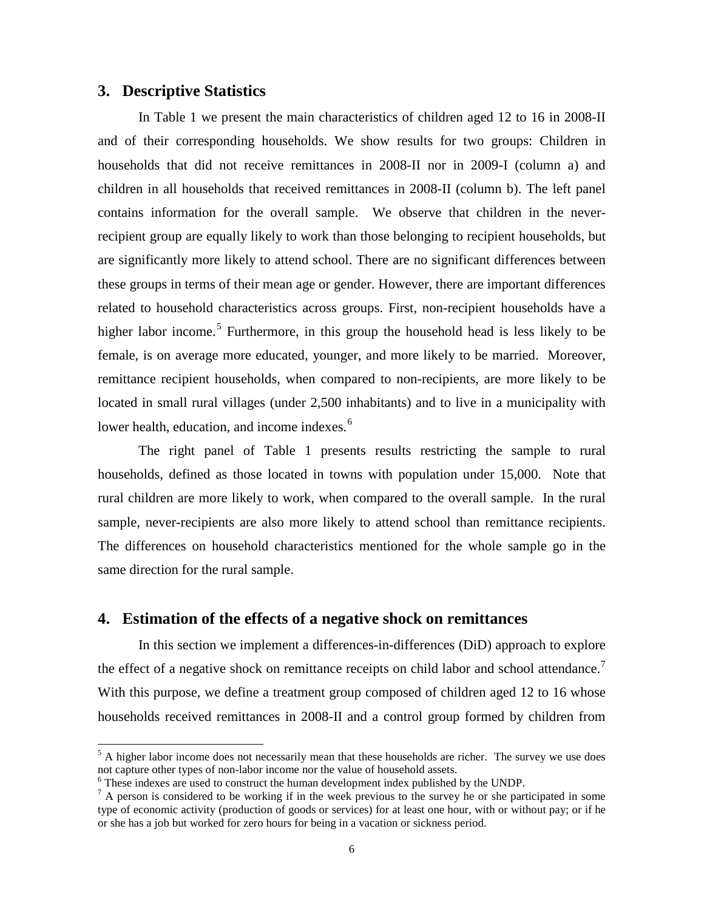## 3. Descriptive Statistics

In Table 1 we present the main characteristics of children aged 12 to 16 in 2008-II and of their corresponding households. We show results for two groups: Children in households that did not receive remittances in 2008-II nor in 2009-I (column a) and children in all households that received remittances in 2008-II (column b). The left panel contains information for the overall sample. We observe that children in the never-recipient group are equally likely to work than those belonging to recipient households, but are significantly more likely to attend school. There are no significant differences between these groups in terms of their mean age or gender. However, there are important differences related to household characteristics across groups. First, non-recipient households have a higher labor income.[5] Furthermore, in this group the household head is less likely to be female, is on average more educated, younger, and more likely to be married. Moreover, remittance recipient households, when compared to non-recipients, are more likely to be located in small rural villages (under 2,500 inhabitants) and to live in a municipality with lower health, education, and income indexes.[6]

The right panel of Table 1 presents results restricting the sample to rural households, defined as those located in towns with population under 15,000. Note that rural children are more likely to work, when compared to the overall sample. In the rural sample, never-recipients are also more likely to attend school than remittance recipients. The differences on household characteristics mentioned for the whole sample go in the same direction for the rural sample.

## 4. Estimation of the effects of a negative shock on remittances

In this section we implement a differences-in-differences (DiD) approach to explore the effect of a negative shock on remittance receipts on child labor and school attendance.[7] With this purpose, we define a treatment group composed of children aged 12 to 16 whose households received remittances in 2008-II and a control group formed by children from

---

[5] A higher labor income does not necessarily mean that these households are richer. The survey we use does not capture other types of non-labor income nor the value of household assets.

[6] These indexes are used to construct the human development index published by the UNDP.

[7] A person is considered to be working if in the week previous to the survey he or she participated in some type of economic activity (production of goods or services) for at least one hour, with or without pay; or if he or she has a job but worked for zero hours for being in a vacation or sickness period.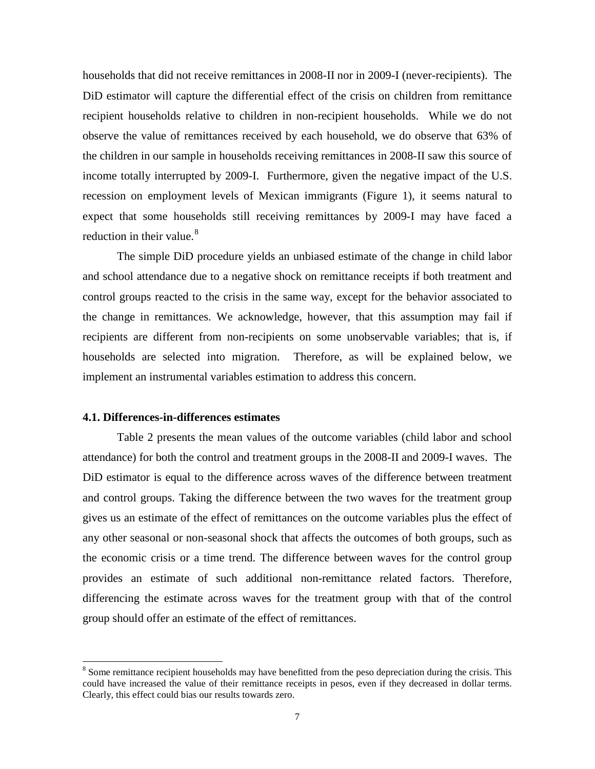households that did not receive remittances in 2008-II nor in 2009-I (never-recipients). The DiD estimator will capture the differential effect of the crisis on children from remittance recipient households relative to children in non-recipient households. While we do not observe the value of remittances received by each household, we do observe that 63% of the children in our sample in households receiving remittances in 2008-II saw this source of income totally interrupted by 2009-I. Furthermore, given the negative impact of the U.S. recession on employment levels of Mexican immigrants (Figure 1), it seems natural to expect that some households still receiving remittances by 2009-I may have faced a reduction in their value.[8]

The simple DiD procedure yields an unbiased estimate of the change in child labor and school attendance due to a negative shock on remittance receipts if both treatment and control groups reacted to the crisis in the same way, except for the behavior associated to the change in remittances. We acknowledge, however, that this assumption may fail if recipients are different from non-recipients on some unobservable variables; that is, if households are selected into migration. Therefore, as will be explained below, we implement an instrumental variables estimation to address this concern.

### 4.1. Differences-in-differences estimates

Table 2 presents the mean values of the outcome variables (child labor and school attendance) for both the control and treatment groups in the 2008-II and 2009-I waves. The DiD estimator is equal to the difference across waves of the difference between treatment and control groups. Taking the difference between the two waves for the treatment group gives us an estimate of the effect of remittances on the outcome variables plus the effect of any other seasonal or non-seasonal shock that affects the outcomes of both groups, such as the economic crisis or a time trend. The difference between waves for the control group provides an estimate of such additional non-remittance related factors. Therefore, differencing the estimate across waves for the treatment group with that of the control group should offer an estimate of the effect of remittances.

---

[8] Some remittance recipient households may have benefitted from the peso depreciation during the crisis. This could have increased the value of their remittance receipts in pesos, even if they decreased in dollar terms. Clearly, this effect could bias our results towards zero.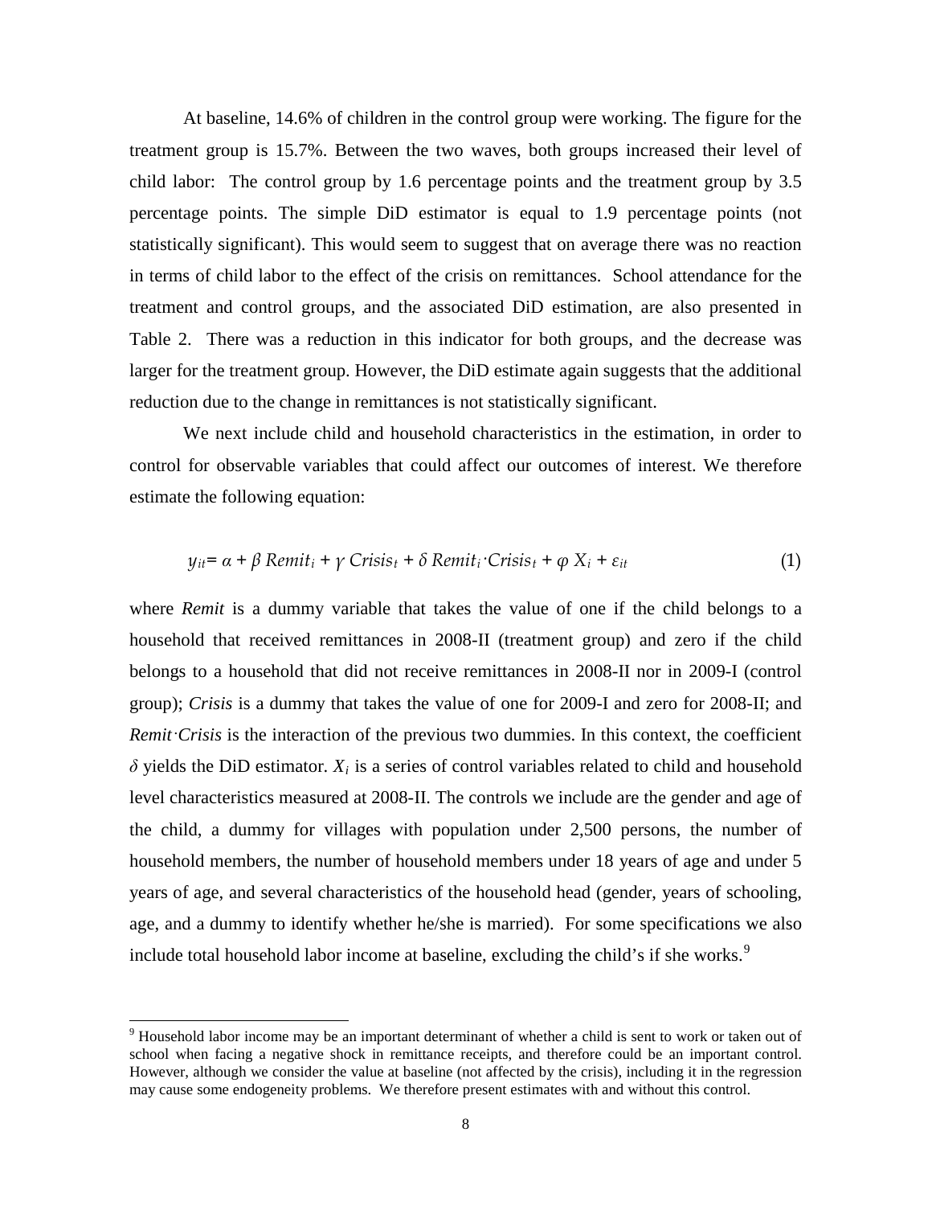At baseline, 14.6% of children in the control group were working. The figure for the treatment group is 15.7%. Between the two waves, both groups increased their level of child labor: The control group by 1.6 percentage points and the treatment group by 3.5 percentage points. The simple DiD estimator is equal to 1.9 percentage points (not statistically significant). This would seem to suggest that on average there was no reaction in terms of child labor to the effect of the crisis on remittances. School attendance for the treatment and control groups, and the associated DiD estimation, are also presented in Table 2. There was a reduction in this indicator for both groups, and the decrease was larger for the treatment group. However, the DiD estimate again suggests that the additional reduction due to the change in remittances is not statistically significant.

We next include child and household characteristics in the estimation, in order to control for observable variables that could affect our outcomes of interest. We therefore estimate the following equation:

$$y_{it} = \alpha + \beta \, Remit_i + \gamma \, Crisis_t + \delta \, Remit_i \cdot Crisis_t + \varphi \, X_i + \varepsilon_{it} \qquad (1)$$

where *Remit* is a dummy variable that takes the value of one if the child belongs to a household that received remittances in 2008-II (treatment group) and zero if the child belongs to a household that did not receive remittances in 2008-II nor in 2009-I (control group); *Crisis* is a dummy that takes the value of one for 2009-I and zero for 2008-II; and *Remit·Crisis* is the interaction of the previous two dummies. In this context, the coefficient $\delta$ yields the DiD estimator. $X_i$ is a series of control variables related to child and household level characteristics measured at 2008-II. The controls we include are the gender and age of the child, a dummy for villages with population under 2,500 persons, the number of household members, the number of household members under 18 years of age and under 5 years of age, and several characteristics of the household head (gender, years of schooling, age, and a dummy to identify whether he/she is married). For some specifications we also include total household labor income at baseline, excluding the child's if she works.[9]

---

[9] Household labor income may be an important determinant of whether a child is sent to work or taken out of school when facing a negative shock in remittance receipts, and therefore could be an important control. However, although we consider the value at baseline (not affected by the crisis), including it in the regression may cause some endogeneity problems. We therefore present estimates with and without this control.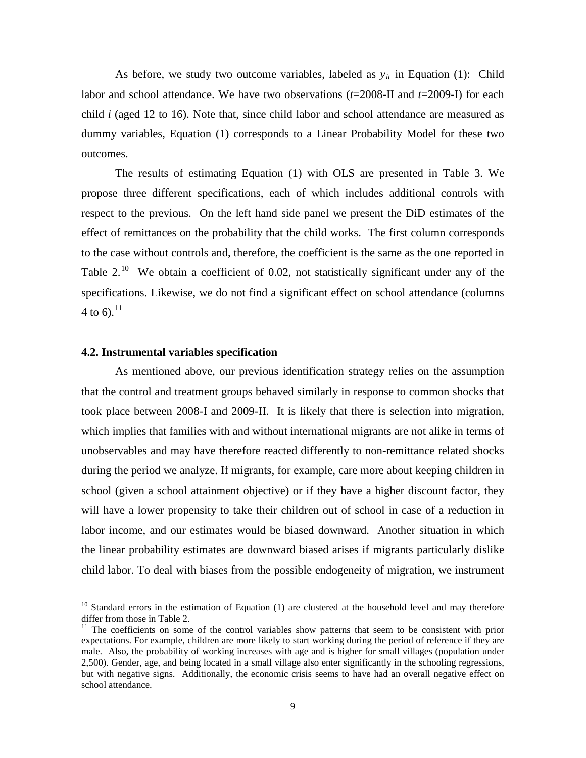As before, we study two outcome variables, labeled as $y_{it}$ in Equation (1): Child labor and school attendance. We have two observations (*t*=2008-II and *t*=2009-I) for each child *i* (aged 12 to 16). Note that, since child labor and school attendance are measured as dummy variables, Equation (1) corresponds to a Linear Probability Model for these two outcomes.

The results of estimating Equation (1) with OLS are presented in Table 3. We propose three different specifications, each of which includes additional controls with respect to the previous. On the left hand side panel we present the DiD estimates of the effect of remittances on the probability that the child works. The first column corresponds to the case without controls and, therefore, the coefficient is the same as the one reported in Table 2.[10] We obtain a coefficient of 0.02, not statistically significant under any of the specifications. Likewise, we do not find a significant effect on school attendance (columns 4 to 6).[11]

### 4.2. Instrumental variables specification

As mentioned above, our previous identification strategy relies on the assumption that the control and treatment groups behaved similarly in response to common shocks that took place between 2008-I and 2009-II. It is likely that there is selection into migration, which implies that families with and without international migrants are not alike in terms of unobservables and may have therefore reacted differently to non-remittance related shocks during the period we analyze. If migrants, for example, care more about keeping children in school (given a school attainment objective) or if they have a higher discount factor, they will have a lower propensity to take their children out of school in case of a reduction in labor income, and our estimates would be biased downward. Another situation in which the linear probability estimates are downward biased arises if migrants particularly dislike child labor. To deal with biases from the possible endogeneity of migration, we instrument

---

[10] Standard errors in the estimation of Equation (1) are clustered at the household level and may therefore differ from those in Table 2.

[11] The coefficients on some of the control variables show patterns that seem to be consistent with prior expectations. For example, children are more likely to start working during the period of reference if they are male. Also, the probability of working increases with age and is higher for small villages (population under 2,500). Gender, age, and being located in a small village also enter significantly in the schooling regressions, but with negative signs. Additionally, the economic crisis seems to have had an overall negative effect on school attendance.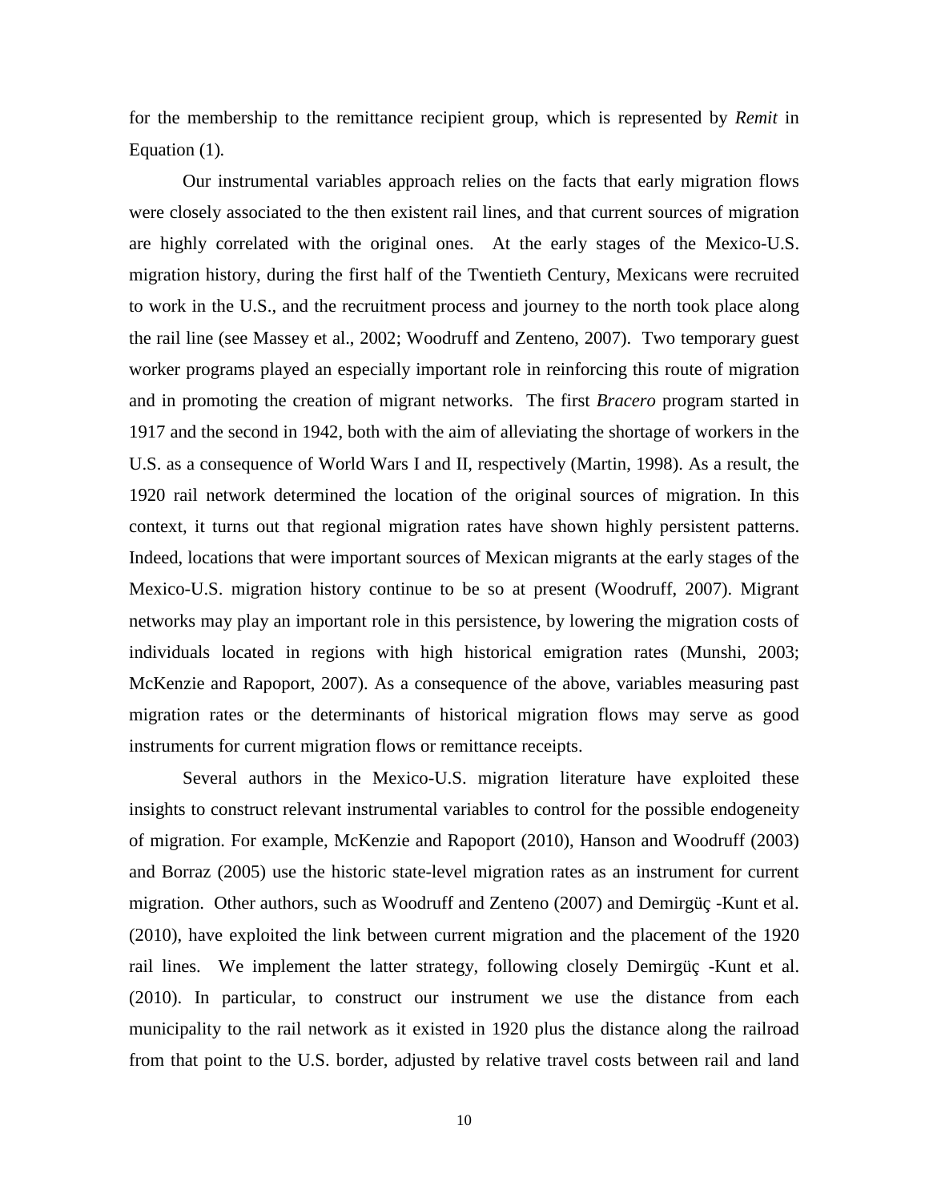for the membership to the remittance recipient group, which is represented by *Remit* in Equation (1).

Our instrumental variables approach relies on the facts that early migration flows were closely associated to the then existent rail lines, and that current sources of migration are highly correlated with the original ones. At the early stages of the Mexico-U.S. migration history, during the first half of the Twentieth Century, Mexicans were recruited to work in the U.S., and the recruitment process and journey to the north took place along the rail line (see Massey et al., 2002; Woodruff and Zenteno, 2007). Two temporary guest worker programs played an especially important role in reinforcing this route of migration and in promoting the creation of migrant networks. The first *Bracero* program started in 1917 and the second in 1942, both with the aim of alleviating the shortage of workers in the U.S. as a consequence of World Wars I and II, respectively (Martin, 1998). As a result, the 1920 rail network determined the location of the original sources of migration. In this context, it turns out that regional migration rates have shown highly persistent patterns. Indeed, locations that were important sources of Mexican migrants at the early stages of the Mexico-U.S. migration history continue to be so at present (Woodruff, 2007). Migrant networks may play an important role in this persistence, by lowering the migration costs of individuals located in regions with high historical emigration rates (Munshi, 2003; McKenzie and Rapoport, 2007). As a consequence of the above, variables measuring past migration rates or the determinants of historical migration flows may serve as good instruments for current migration flows or remittance receipts.

Several authors in the Mexico-U.S. migration literature have exploited these insights to construct relevant instrumental variables to control for the possible endogeneity of migration. For example, McKenzie and Rapoport (2010), Hanson and Woodruff (2003) and Borraz (2005) use the historic state-level migration rates as an instrument for current migration. Other authors, such as Woodruff and Zenteno (2007) and Demirgüç -Kunt et al. (2010), have exploited the link between current migration and the placement of the 1920 rail lines. We implement the latter strategy, following closely Demirgüç -Kunt et al. (2010). In particular, to construct our instrument we use the distance from each municipality to the rail network as it existed in 1920 plus the distance along the railroad from that point to the U.S. border, adjusted by relative travel costs between rail and land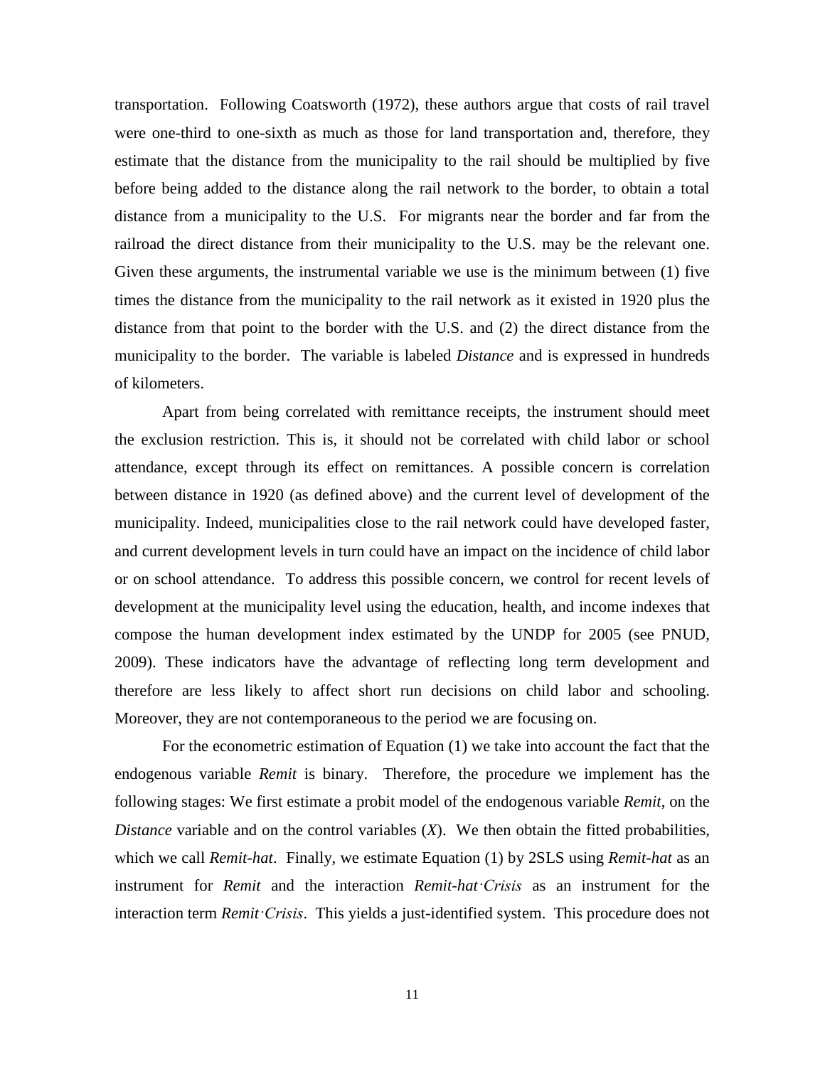transportation. Following Coatsworth (1972), these authors argue that costs of rail travel were one-third to one-sixth as much as those for land transportation and, therefore, they estimate that the distance from the municipality to the rail should be multiplied by five before being added to the distance along the rail network to the border, to obtain a total distance from a municipality to the U.S. For migrants near the border and far from the railroad the direct distance from their municipality to the U.S. may be the relevant one. Given these arguments, the instrumental variable we use is the minimum between (1) five times the distance from the municipality to the rail network as it existed in 1920 plus the distance from that point to the border with the U.S. and (2) the direct distance from the municipality to the border. The variable is labeled *Distance* and is expressed in hundreds of kilometers.

Apart from being correlated with remittance receipts, the instrument should meet the exclusion restriction. This is, it should not be correlated with child labor or school attendance, except through its effect on remittances. A possible concern is correlation between distance in 1920 (as defined above) and the current level of development of the municipality. Indeed, municipalities close to the rail network could have developed faster, and current development levels in turn could have an impact on the incidence of child labor or on school attendance. To address this possible concern, we control for recent levels of development at the municipality level using the education, health, and income indexes that compose the human development index estimated by the UNDP for 2005 (see PNUD, 2009). These indicators have the advantage of reflecting long term development and therefore are less likely to affect short run decisions on child labor and schooling. Moreover, they are not contemporaneous to the period we are focusing on.

For the econometric estimation of Equation (1) we take into account the fact that the endogenous variable *Remit* is binary. Therefore, the procedure we implement has the following stages: We first estimate a probit model of the endogenous variable *Remit*, on the *Distance* variable and on the control variables (*X*). We then obtain the fitted probabilities, which we call *Remit-hat*. Finally, we estimate Equation (1) by 2SLS using *Remit-hat* as an instrument for *Remit* and the interaction *Remit-hat·Crisis* as an instrument for the interaction term *Remit·Crisis*. This yields a just-identified system. This procedure does not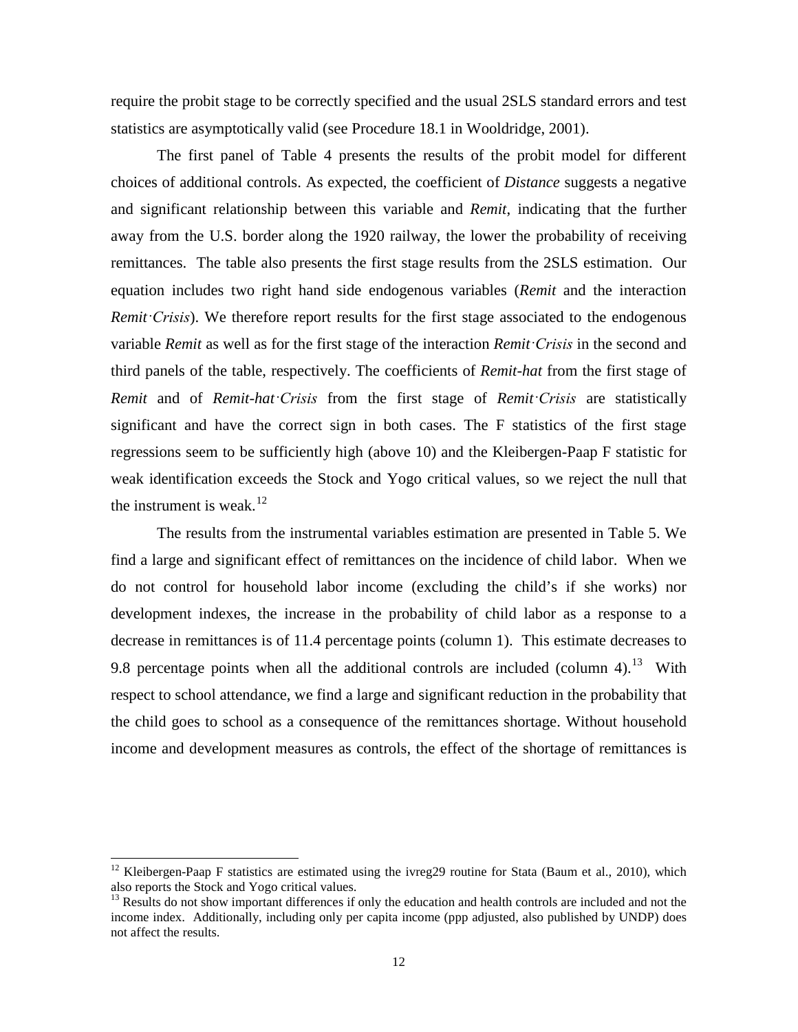require the probit stage to be correctly specified and the usual 2SLS standard errors and test statistics are asymptotically valid (see Procedure 18.1 in Wooldridge, 2001).

The first panel of Table 4 presents the results of the probit model for different choices of additional controls. As expected, the coefficient of *Distance* suggests a negative and significant relationship between this variable and *Remit*, indicating that the further away from the U.S. border along the 1920 railway, the lower the probability of receiving remittances. The table also presents the first stage results from the 2SLS estimation. Our equation includes two right hand side endogenous variables (*Remit* and the interaction *Remit·Crisis*). We therefore report results for the first stage associated to the endogenous variable *Remit* as well as for the first stage of the interaction *Remit·Crisis* in the second and third panels of the table, respectively. The coefficients of *Remit-hat* from the first stage of *Remit* and of *Remit-hat·Crisis* from the first stage of *Remit·Crisis* are statistically significant and have the correct sign in both cases. The F statistics of the first stage regressions seem to be sufficiently high (above 10) and the Kleibergen-Paap F statistic for weak identification exceeds the Stock and Yogo critical values, so we reject the null that the instrument is weak.[12]

The results from the instrumental variables estimation are presented in Table 5. We find a large and significant effect of remittances on the incidence of child labor. When we do not control for household labor income (excluding the child's if she works) nor development indexes, the increase in the probability of child labor as a response to a decrease in remittances is of 11.4 percentage points (column 1). This estimate decreases to 9.8 percentage points when all the additional controls are included (column 4).[13] With respect to school attendance, we find a large and significant reduction in the probability that the child goes to school as a consequence of the remittances shortage. Without household income and development measures as controls, the effect of the shortage of remittances is

[12] Kleibergen-Paap F statistics are estimated using the ivreg29 routine for Stata (Baum et al., 2010), which also reports the Stock and Yogo critical values.

[13] Results do not show important differences if only the education and health controls are included and not the income index. Additionally, including only per capita income (ppp adjusted, also published by UNDP) does not affect the results.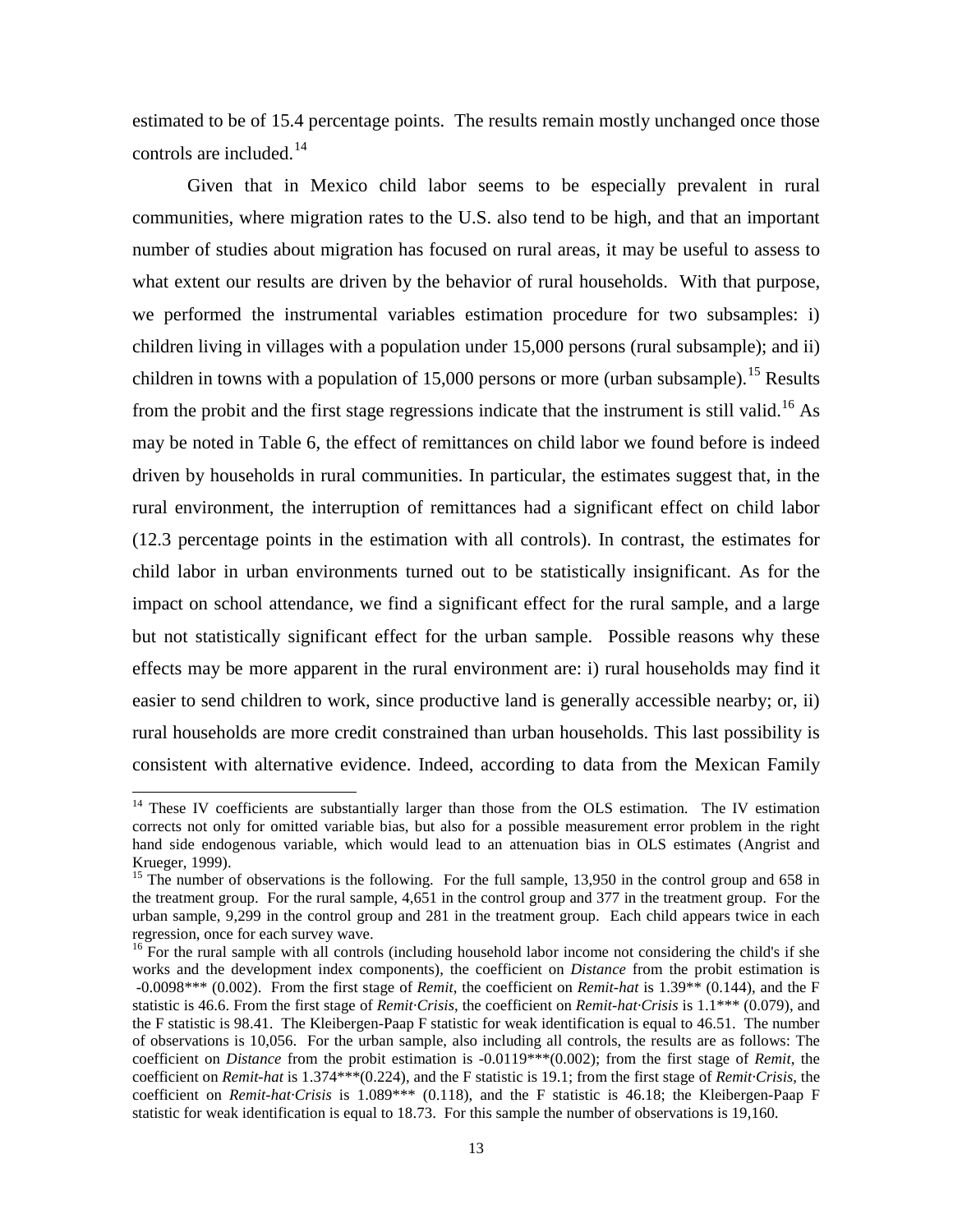estimated to be of 15.4 percentage points. The results remain mostly unchanged once those controls are included.[14]

Given that in Mexico child labor seems to be especially prevalent in rural communities, where migration rates to the U.S. also tend to be high, and that an important number of studies about migration has focused on rural areas, it may be useful to assess to what extent our results are driven by the behavior of rural households. With that purpose, we performed the instrumental variables estimation procedure for two subsamples: i) children living in villages with a population under 15,000 persons (rural subsample); and ii) children in towns with a population of 15,000 persons or more (urban subsample).[15] Results from the probit and the first stage regressions indicate that the instrument is still valid.[16] As may be noted in Table 6, the effect of remittances on child labor we found before is indeed driven by households in rural communities. In particular, the estimates suggest that, in the rural environment, the interruption of remittances had a significant effect on child labor (12.3 percentage points in the estimation with all controls). In contrast, the estimates for child labor in urban environments turned out to be statistically insignificant. As for the impact on school attendance, we find a significant effect for the rural sample, and a large but not statistically significant effect for the urban sample. Possible reasons why these effects may be more apparent in the rural environment are: i) rural households may find it easier to send children to work, since productive land is generally accessible nearby; or, ii) rural households are more credit constrained than urban households. This last possibility is consistent with alternative evidence. Indeed, according to data from the Mexican Family

---

[14] These IV coefficients are substantially larger than those from the OLS estimation. The IV estimation corrects not only for omitted variable bias, but also for a possible measurement error problem in the right hand side endogenous variable, which would lead to an attenuation bias in OLS estimates (Angrist and Krueger, 1999).

[15] The number of observations is the following. For the full sample, 13,950 in the control group and 658 in the treatment group. For the rural sample, 4,651 in the control group and 377 in the treatment group. For the urban sample, 9,299 in the control group and 281 in the treatment group. Each child appears twice in each regression, once for each survey wave.

[16] For the rural sample with all controls (including household labor income not considering the child's if she works and the development index components), the coefficient on *Distance* from the probit estimation is -0.0098*** (0.002). From the first stage of *Remit*, the coefficient on *Remit-hat* is 1.39** (0.144), and the F statistic is 46.6. From the first stage of *Remit·Crisis*, the coefficient on *Remit-hat·Crisis* is 1.1*** (0.079), and the F statistic is 98.41. The Kleibergen-Paap F statistic for weak identification is equal to 46.51. The number of observations is 10,056. For the urban sample, also including all controls, the results are as follows: The coefficient on *Distance* from the probit estimation is -0.0119***(0.002); from the first stage of *Remit*, the coefficient on *Remit-hat* is 1.374***(0.224), and the F statistic is 19.1; from the first stage of *Remit·Crisis*, the coefficient on *Remit-hat·Crisis* is 1.089*** (0.118), and the F statistic is 46.18; the Kleibergen-Paap F statistic for weak identification is equal to 18.73. For this sample the number of observations is 19,160.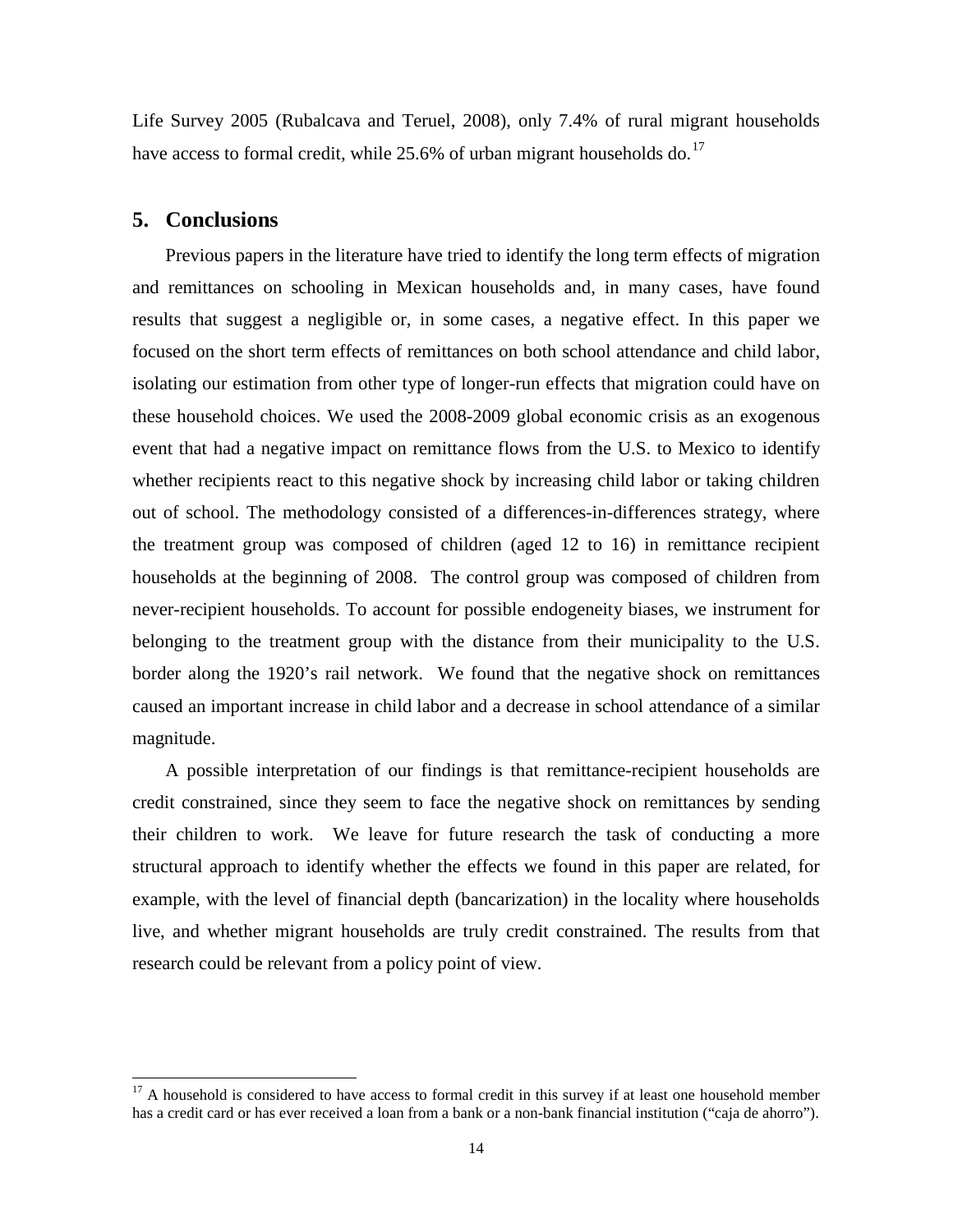Life Survey 2005 (Rubalcava and Teruel, 2008), only 7.4% of rural migrant households have access to formal credit, while 25.6% of urban migrant households do.[17]

## 5. Conclusions

Previous papers in the literature have tried to identify the long term effects of migration and remittances on schooling in Mexican households and, in many cases, have found results that suggest a negligible or, in some cases, a negative effect. In this paper we focused on the short term effects of remittances on both school attendance and child labor, isolating our estimation from other type of longer-run effects that migration could have on these household choices. We used the 2008-2009 global economic crisis as an exogenous event that had a negative impact on remittance flows from the U.S. to Mexico to identify whether recipients react to this negative shock by increasing child labor or taking children out of school. The methodology consisted of a differences-in-differences strategy, where the treatment group was composed of children (aged 12 to 16) in remittance recipient households at the beginning of 2008. The control group was composed of children from never-recipient households. To account for possible endogeneity biases, we instrument for belonging to the treatment group with the distance from their municipality to the U.S. border along the 1920's rail network. We found that the negative shock on remittances caused an important increase in child labor and a decrease in school attendance of a similar magnitude.

A possible interpretation of our findings is that remittance-recipient households are credit constrained, since they seem to face the negative shock on remittances by sending their children to work. We leave for future research the task of conducting a more structural approach to identify whether the effects we found in this paper are related, for example, with the level of financial depth (bancarization) in the locality where households live, and whether migrant households are truly credit constrained. The results from that research could be relevant from a policy point of view.

[17] A household is considered to have access to formal credit in this survey if at least one household member has a credit card or has ever received a loan from a bank or a non-bank financial institution ("caja de ahorro").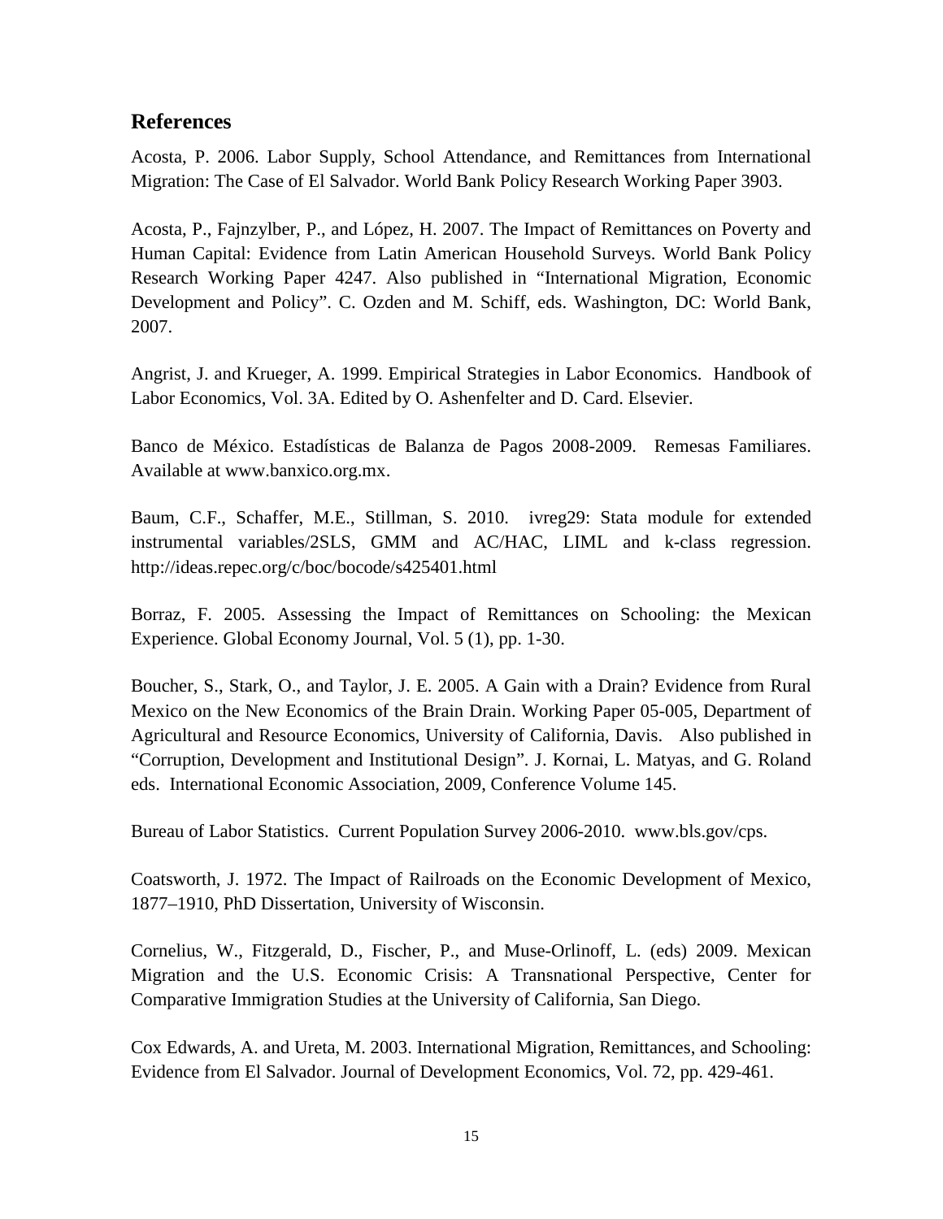## References

Acosta, P. 2006. Labor Supply, School Attendance, and Remittances from International Migration: The Case of El Salvador. World Bank Policy Research Working Paper 3903.

Acosta, P., Fajnzylber, P., and López, H. 2007. The Impact of Remittances on Poverty and Human Capital: Evidence from Latin American Household Surveys. World Bank Policy Research Working Paper 4247. Also published in "International Migration, Economic Development and Policy". C. Ozden and M. Schiff, eds. Washington, DC: World Bank, 2007.

Angrist, J. and Krueger, A. 1999. Empirical Strategies in Labor Economics. Handbook of Labor Economics, Vol. 3A. Edited by O. Ashenfelter and D. Card. Elsevier.

Banco de México. Estadísticas de Balanza de Pagos 2008-2009. Remesas Familiares. Available at www.banxico.org.mx.

Baum, C.F., Schaffer, M.E., Stillman, S. 2010. ivreg29: Stata module for extended instrumental variables/2SLS, GMM and AC/HAC, LIML and k-class regression. http://ideas.repec.org/c/boc/bocode/s425401.html

Borraz, F. 2005. Assessing the Impact of Remittances on Schooling: the Mexican Experience. Global Economy Journal, Vol. 5 (1), pp. 1-30.

Boucher, S., Stark, O., and Taylor, J. E. 2005. A Gain with a Drain? Evidence from Rural Mexico on the New Economics of the Brain Drain. Working Paper 05-005, Department of Agricultural and Resource Economics, University of California, Davis. Also published in "Corruption, Development and Institutional Design". J. Kornai, L. Matyas, and G. Roland eds. International Economic Association, 2009, Conference Volume 145.

Bureau of Labor Statistics. Current Population Survey 2006-2010. www.bls.gov/cps.

Coatsworth, J. 1972. The Impact of Railroads on the Economic Development of Mexico, 1877–1910, PhD Dissertation, University of Wisconsin.

Cornelius, W., Fitzgerald, D., Fischer, P., and Muse-Orlinoff, L. (eds) 2009. Mexican Migration and the U.S. Economic Crisis: A Transnational Perspective, Center for Comparative Immigration Studies at the University of California, San Diego.

Cox Edwards, A. and Ureta, M. 2003. International Migration, Remittances, and Schooling: Evidence from El Salvador. Journal of Development Economics, Vol. 72, pp. 429-461.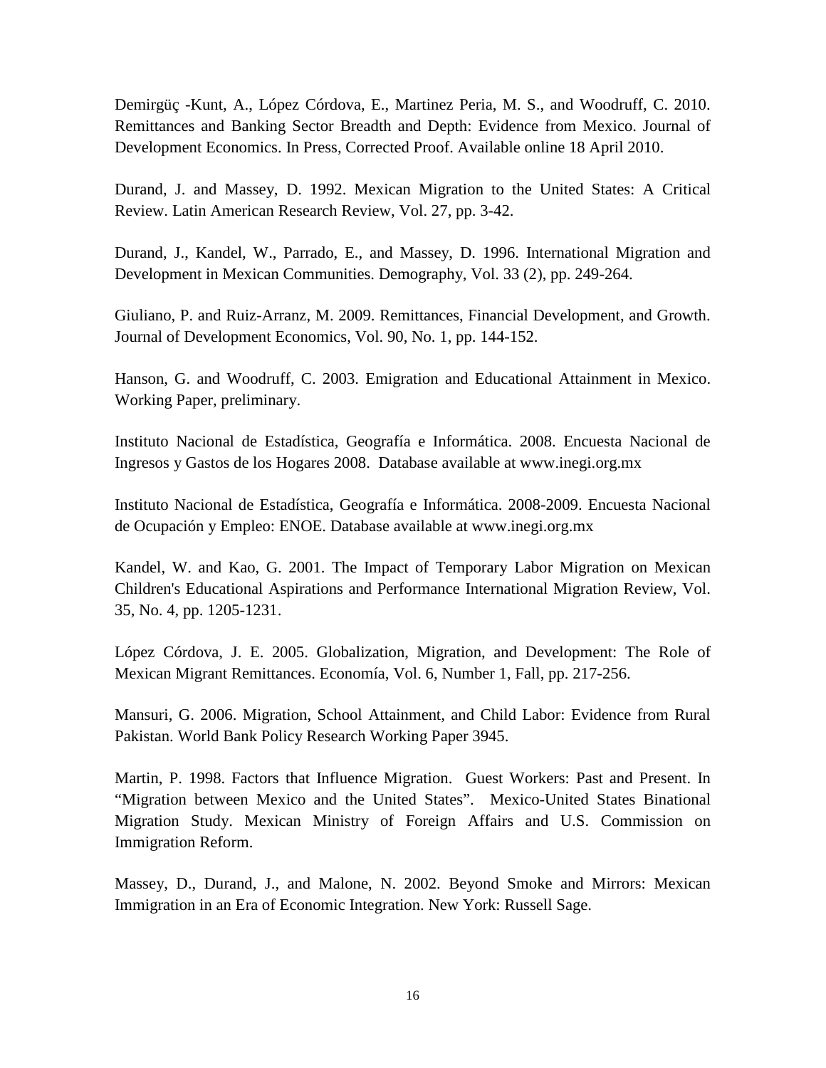Demirgüç -Kunt, A., López Córdova, E., Martinez Peria, M. S., and Woodruff, C. 2010. Remittances and Banking Sector Breadth and Depth: Evidence from Mexico. Journal of Development Economics. In Press, Corrected Proof. Available online 18 April 2010.

Durand, J. and Massey, D. 1992. Mexican Migration to the United States: A Critical Review. Latin American Research Review, Vol. 27, pp. 3-42.

Durand, J., Kandel, W., Parrado, E., and Massey, D. 1996. International Migration and Development in Mexican Communities. Demography, Vol. 33 (2), pp. 249-264.

Giuliano, P. and Ruiz-Arranz, M. 2009. Remittances, Financial Development, and Growth. Journal of Development Economics, Vol. 90, No. 1, pp. 144-152.

Hanson, G. and Woodruff, C. 2003. Emigration and Educational Attainment in Mexico. Working Paper, preliminary.

Instituto Nacional de Estadística, Geografía e Informática. 2008. Encuesta Nacional de Ingresos y Gastos de los Hogares 2008. Database available at www.inegi.org.mx

Instituto Nacional de Estadística, Geografía e Informática. 2008-2009. Encuesta Nacional de Ocupación y Empleo: ENOE. Database available at www.inegi.org.mx

Kandel, W. and Kao, G. 2001. The Impact of Temporary Labor Migration on Mexican Children's Educational Aspirations and Performance International Migration Review, Vol. 35, No. 4, pp. 1205-1231.

López Córdova, J. E. 2005. Globalization, Migration, and Development: The Role of Mexican Migrant Remittances. Economía, Vol. 6, Number 1, Fall, pp. 217-256.

Mansuri, G. 2006. Migration, School Attainment, and Child Labor: Evidence from Rural Pakistan. World Bank Policy Research Working Paper 3945.

Martin, P. 1998. Factors that Influence Migration. Guest Workers: Past and Present. In "Migration between Mexico and the United States". Mexico-United States Binational Migration Study. Mexican Ministry of Foreign Affairs and U.S. Commission on Immigration Reform.

Massey, D., Durand, J., and Malone, N. 2002. Beyond Smoke and Mirrors: Mexican Immigration in an Era of Economic Integration. New York: Russell Sage.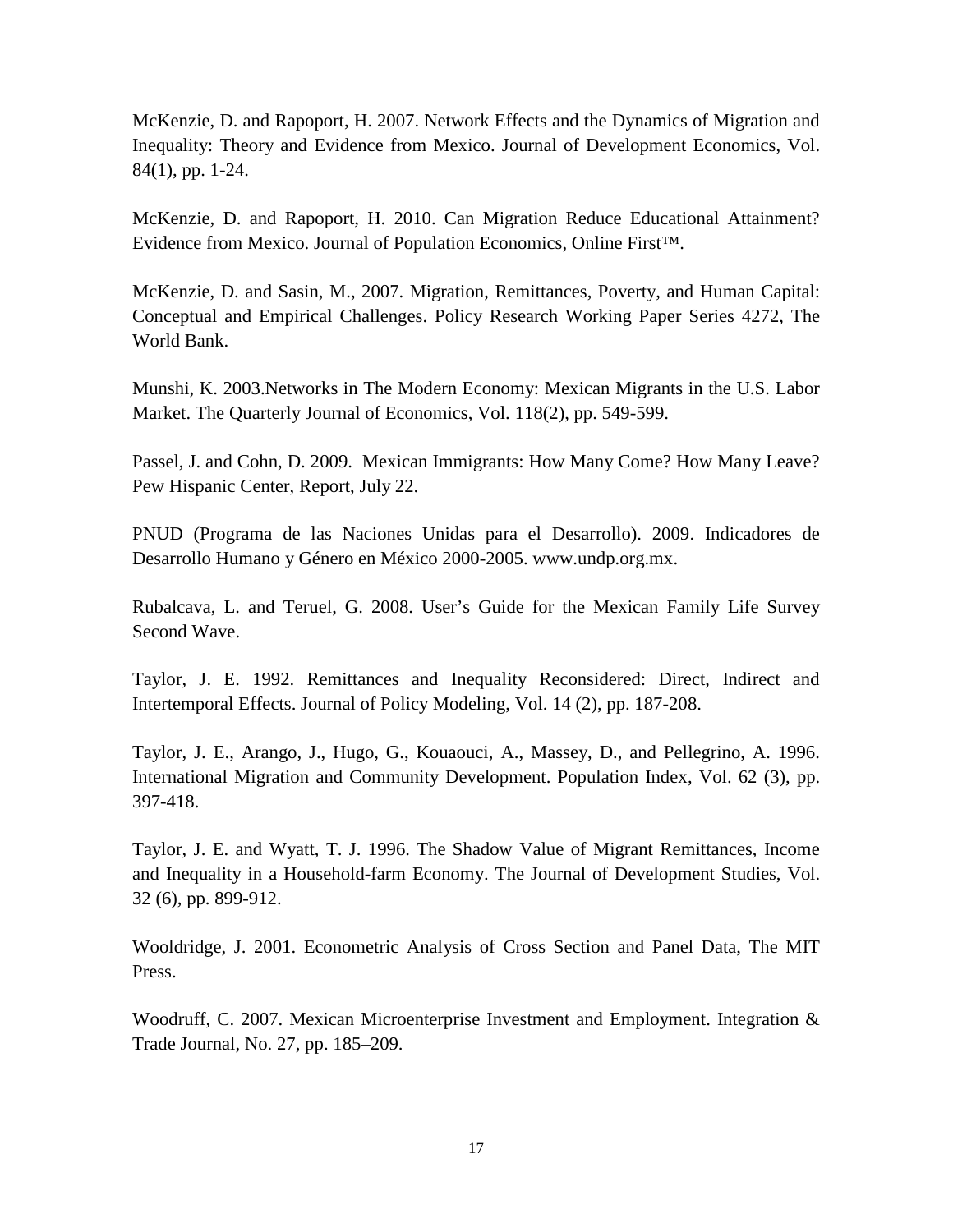McKenzie, D. and Rapoport, H. 2007. Network Effects and the Dynamics of Migration and Inequality: Theory and Evidence from Mexico. Journal of Development Economics, Vol. 84(1), pp. 1-24.

McKenzie, D. and Rapoport, H. 2010. Can Migration Reduce Educational Attainment? Evidence from Mexico. Journal of Population Economics, Online First™.

McKenzie, D. and Sasin, M., 2007. Migration, Remittances, Poverty, and Human Capital: Conceptual and Empirical Challenges. Policy Research Working Paper Series 4272, The World Bank.

Munshi, K. 2003.Networks in The Modern Economy: Mexican Migrants in the U.S. Labor Market. The Quarterly Journal of Economics, Vol. 118(2), pp. 549-599.

Passel, J. and Cohn, D. 2009. Mexican Immigrants: How Many Come? How Many Leave? Pew Hispanic Center, Report, July 22.

PNUD (Programa de las Naciones Unidas para el Desarrollo). 2009. Indicadores de Desarrollo Humano y Género en México 2000-2005. www.undp.org.mx.

Rubalcava, L. and Teruel, G. 2008. User's Guide for the Mexican Family Life Survey Second Wave.

Taylor, J. E. 1992. Remittances and Inequality Reconsidered: Direct, Indirect and Intertemporal Effects. Journal of Policy Modeling, Vol. 14 (2), pp. 187-208.

Taylor, J. E., Arango, J., Hugo, G., Kouaouci, A., Massey, D., and Pellegrino, A. 1996. International Migration and Community Development. Population Index, Vol. 62 (3), pp. 397-418.

Taylor, J. E. and Wyatt, T. J. 1996. The Shadow Value of Migrant Remittances, Income and Inequality in a Household-farm Economy. The Journal of Development Studies, Vol. 32 (6), pp. 899-912.

Wooldridge, J. 2001. Econometric Analysis of Cross Section and Panel Data, The MIT Press.

Woodruff, C. 2007. Mexican Microenterprise Investment and Employment. Integration & Trade Journal, No. 27, pp. 185–209.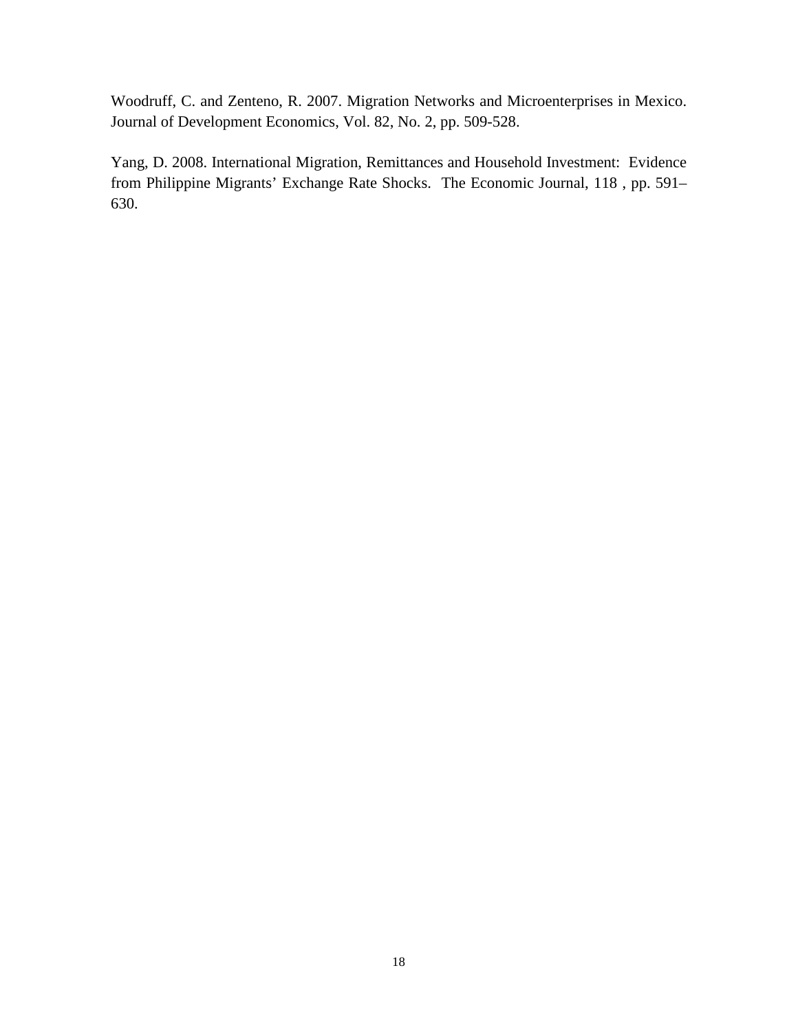Woodruff, C. and Zenteno, R. 2007. Migration Networks and Microenterprises in Mexico. Journal of Development Economics, Vol. 82, No. 2, pp. 509-528.

Yang, D. 2008. International Migration, Remittances and Household Investment: Evidence from Philippine Migrants' Exchange Rate Shocks. The Economic Journal, 118 , pp. 591–630.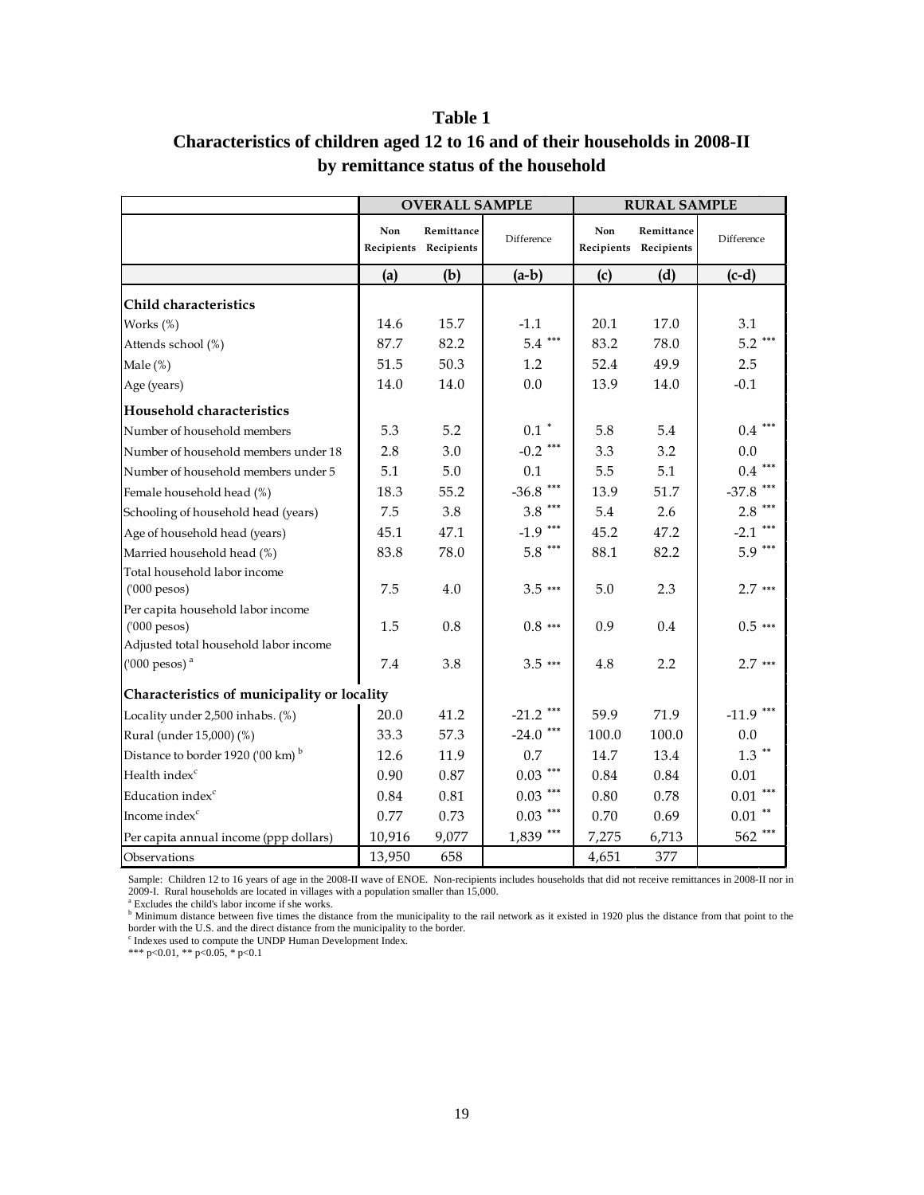# Table 1

## Characteristics of children aged 12 to 16 and of their households in 2008-II by remittance status of the household

| | OVERALL SAMPLE | | | RURAL SAMPLE | | |
|---|---|---|---|---|---|---|
| | Non Recipients | Remittance Recipients | Difference | Non Recipients | Remittance Recipients | Difference |
| | (a) | (b) | (a-b) | (c) | (d) | (c-d) |
| **Child characteristics** | | | | | | |
| Works (%) | 14.6 | 15.7 | -1.1 | 20.1 | 17.0 | 3.1 |
| Attends school (%) | 87.7 | 82.2 | 5.4 *** | 83.2 | 78.0 | 5.2 *** |
| Male (%) | 51.5 | 50.3 | 1.2 | 52.4 | 49.9 | 2.5 |
| Age (years) | 14.0 | 14.0 | 0.0 | 13.9 | 14.0 | -0.1 |
| **Household characteristics** | | | | | | |
| Number of household members | 5.3 | 5.2 | 0.1 * | 5.8 | 5.4 | 0.4 *** |
| Number of household members under 18 | 2.8 | 3.0 | -0.2 *** | 3.3 | 3.2 | 0.0 |
| Number of household members under 5 | 5.1 | 5.0 | 0.1 | 5.5 | 5.1 | 0.4 *** |
| Female household head (%) | 18.3 | 55.2 | -36.8 *** | 13.9 | 51.7 | -37.8 *** |
| Schooling of household head (years) | 7.5 | 3.8 | 3.8 *** | 5.4 | 2.6 | 2.8 *** |
| Age of household head (years) | 45.1 | 47.1 | -1.9 *** | 45.2 | 47.2 | -2.1 *** |
| Married household head (%) | 83.8 | 78.0 | 5.8 *** | 88.1 | 82.2 | 5.9 *** |
| Total household labor income ('000 pesos) | 7.5 | 4.0 | 3.5 *** | 5.0 | 2.3 | 2.7 *** |
| Per capita household labor income ('000 pesos) | 1.5 | 0.8 | 0.8 *** | 0.9 | 0.4 | 0.5 *** |
| Adjusted total household labor income ('000 pesos) [a] | 7.4 | 3.8 | 3.5 *** | 4.8 | 2.2 | 2.7 *** |
| **Characteristics of municipality or locality** | | | | | | |
| Locality under 2,500 inhabs. (%) | 20.0 | 41.2 | -21.2 *** | 59.9 | 71.9 | -11.9 *** |
| Rural (under 15,000) (%) | 33.3 | 57.3 | -24.0 *** | 100.0 | 100.0 | 0.0 |
| Distance to border 1920 ('00 km) [b] | 12.6 | 11.9 | 0.7 | 14.7 | 13.4 | 1.3 ** |
| Health index[c] | 0.90 | 0.87 | 0.03 *** | 0.84 | 0.84 | 0.01 |
| Education index[c] | 0.84 | 0.81 | 0.03 *** | 0.80 | 0.78 | 0.01 *** |
| Income index[c] | 0.77 | 0.73 | 0.03 *** | 0.70 | 0.69 | 0.01 ** |
| Per capita annual income (ppp dollars) | 10,916 | 9,077 | 1,839 *** | 7,275 | 6,713 | 562 *** |
| Observations | 13,950 | 658 | | 4,651 | 377 | |

Sample: Children 12 to 16 years of age in the 2008-II wave of ENOE. Non-recipients includes households that did not receive remittances in 2008-II nor in 2009-I. Rural households are located in villages with a population smaller than 15,000.

[a] Excludes the child's labor income if she works.

[b] Minimum distance between five times the distance from the municipality to the rail network as it existed in 1920 plus the distance from that point to the border with the U.S. and the direct distance from the municipality to the border.

[c] Indexes used to compute the UNDP Human Development Index.

*** p<0.01, ** p<0.05, * p<0.1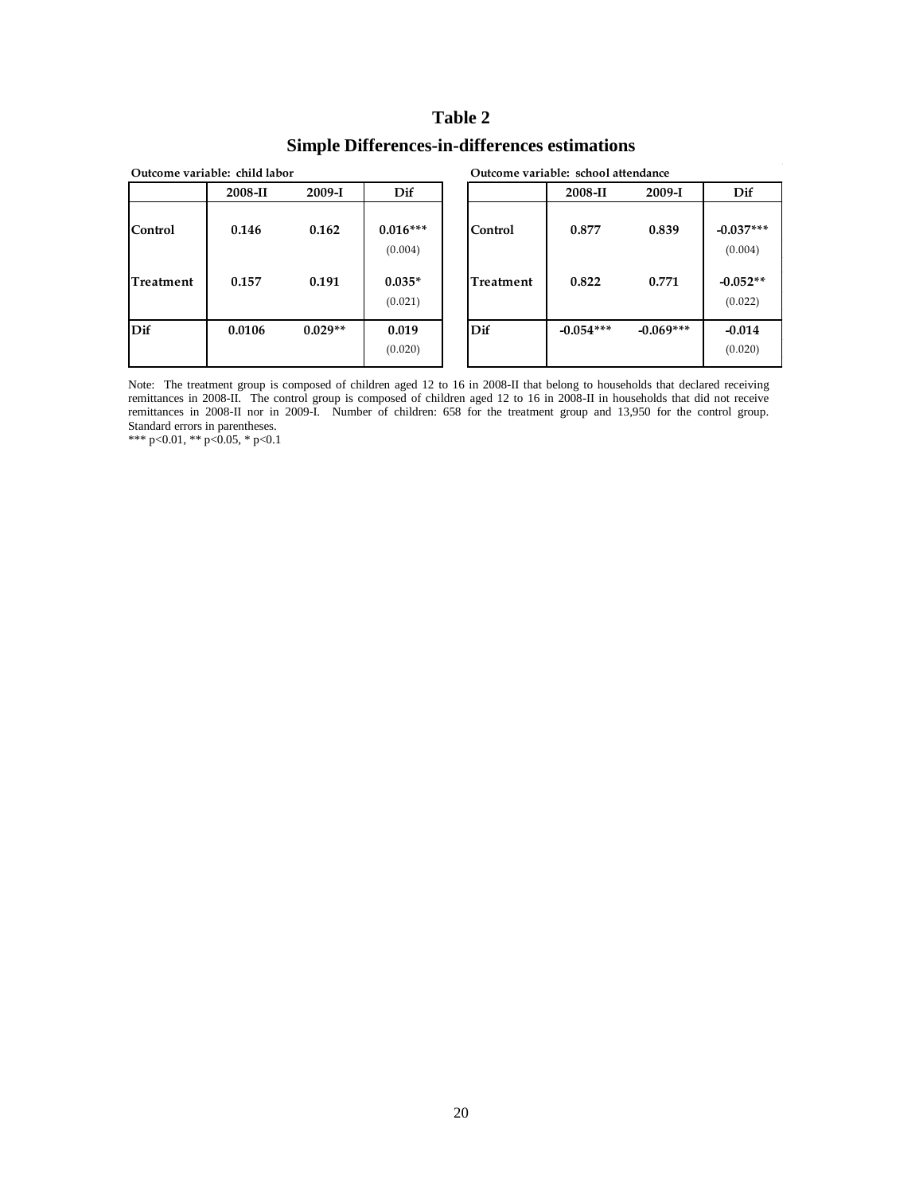# Table 2

## Simple Differences-in-differences estimations

**Outcome variable: child labor**

| | 2008-II | 2009-I | Dif |
|---|---|---|---|
| Control | 0.146 | 0.162 | 0.016*** |
| | | | (0.004) |
| Treatment | 0.157 | 0.191 | 0.035* |
| | | | (0.021) |
| Dif | 0.0106 | 0.029** | 0.019 |
| | | | (0.020) |

**Outcome variable: school attendance**

| | 2008-II | 2009-I | Dif |
|---|---|---|---|
| Control | 0.877 | 0.839 | -0.037*** |
| | | | (0.004) |
| Treatment | 0.822 | 0.771 | -0.052** |
| | | | (0.022) |
| Dif | -0.054*** | -0.069*** | -0.014 |
| | | | (0.020) |

Note: The treatment group is composed of children aged 12 to 16 in 2008-II that belong to households that declared receiving remittances in 2008-II. The control group is composed of children aged 12 to 16 in 2008-II in households that did not receive remittances in 2008-II nor in 2009-I. Number of children: 658 for the treatment group and 13,950 for the control group. Standard errors in parentheses.

*** p<0.01, ** p<0.05, * p<0.1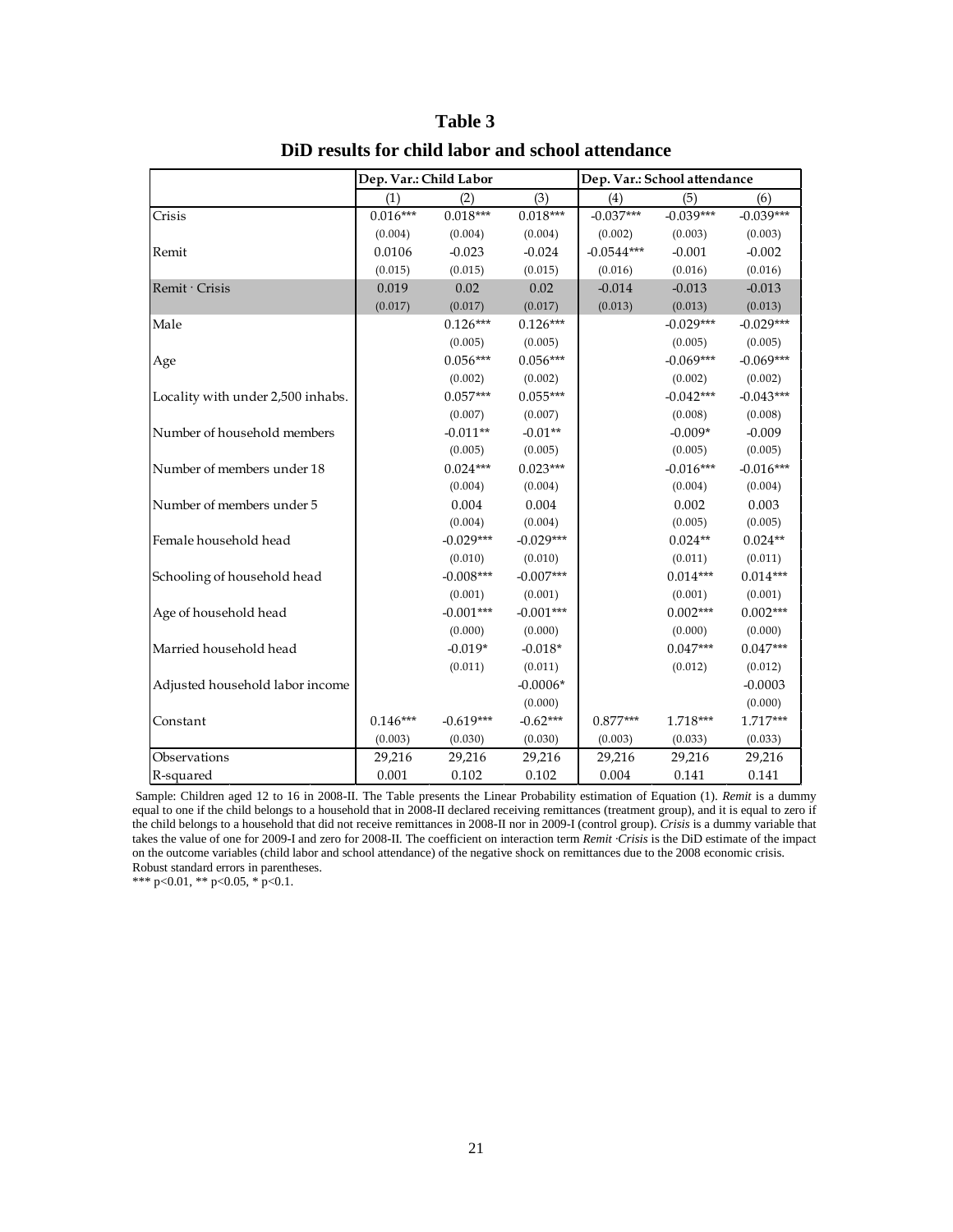# Table 3

## DiD results for child labor and school attendance

| | Dep. Var.: Child Labor | | | Dep. Var.: School attendance | | |
|---|---|---|---|---|---|---|
| | (1) | (2) | (3) | (4) | (5) | (6) |
| Crisis | 0.016*** | 0.018*** | 0.018*** | -0.037*** | -0.039*** | -0.039*** |
| | (0.004) | (0.004) | (0.004) | (0.002) | (0.003) | (0.003) |
| Remit | 0.0106 | -0.023 | -0.024 | -0.0544*** | -0.001 | -0.002 |
| | (0.015) | (0.015) | (0.015) | (0.016) | (0.016) | (0.016) |
| Remit · Crisis | 0.019 | 0.02 | 0.02 | -0.014 | -0.013 | -0.013 |
| | (0.017) | (0.017) | (0.017) | (0.013) | (0.013) | (0.013) |
| Male | | 0.126*** | 0.126*** | | -0.029*** | -0.029*** |
| | | (0.005) | (0.005) | | (0.005) | (0.005) |
| Age | | 0.056*** | 0.056*** | | -0.069*** | -0.069*** |
| | | (0.002) | (0.002) | | (0.002) | (0.002) |
| Locality with under 2,500 inhabs. | | 0.057*** | 0.055*** | | -0.042*** | -0.043*** |
| | | (0.007) | (0.007) | | (0.008) | (0.008) |
| Number of household members | | -0.011** | -0.01** | | -0.009* | -0.009 |
| | | (0.005) | (0.005) | | (0.005) | (0.005) |
| Number of members under 18 | | 0.024*** | 0.023*** | | -0.016*** | -0.016*** |
| | | (0.004) | (0.004) | | (0.004) | (0.004) |
| Number of members under 5 | | 0.004 | 0.004 | | 0.002 | 0.003 |
| | | (0.004) | (0.004) | | (0.005) | (0.005) |
| Female household head | | -0.029*** | -0.029*** | | 0.024** | 0.024** |
| | | (0.010) | (0.010) | | (0.011) | (0.011) |
| Schooling of household head | | -0.008*** | -0.007*** | | 0.014*** | 0.014*** |
| | | (0.001) | (0.001) | | (0.001) | (0.001) |
| Age of household head | | -0.001*** | -0.001*** | | 0.002*** | 0.002*** |
| | | (0.000) | (0.000) | | (0.000) | (0.000) |
| Married household head | | -0.019* | -0.018* | | 0.047*** | 0.047*** |
| | | (0.011) | (0.011) | | (0.012) | (0.012) |
| Adjusted household labor income | | | -0.0006* | | | -0.0003 |
| | | | (0.000) | | | (0.000) |
| Constant | 0.146*** | -0.619*** | -0.62*** | 0.877*** | 1.718*** | 1.717*** |
| | (0.003) | (0.030) | (0.030) | (0.003) | (0.033) | (0.033) |
| Observations | 29,216 | 29,216 | 29,216 | 29,216 | 29,216 | 29,216 |
| R-squared | 0.001 | 0.102 | 0.102 | 0.004 | 0.141 | 0.141 |

Sample: Children aged 12 to 16 in 2008-II. The Table presents the Linear Probability estimation of Equation (1). *Remit* is a dummy equal to one if the child belongs to a household that in 2008-II declared receiving remittances (treatment group), and it is equal to zero if the child belongs to a household that did not receive remittances in 2008-II nor in 2009-I (control group). *Crisis* is a dummy variable that takes the value of one for 2009-I and zero for 2008-II. The coefficient on interaction term *Remit ·Crisis* is the DiD estimate of the impact on the outcome variables (child labor and school attendance) of the negative shock on remittances due to the 2008 economic crisis.
Robust standard errors in parentheses.
*** p<0.01, ** p<0.05, * p<0.1.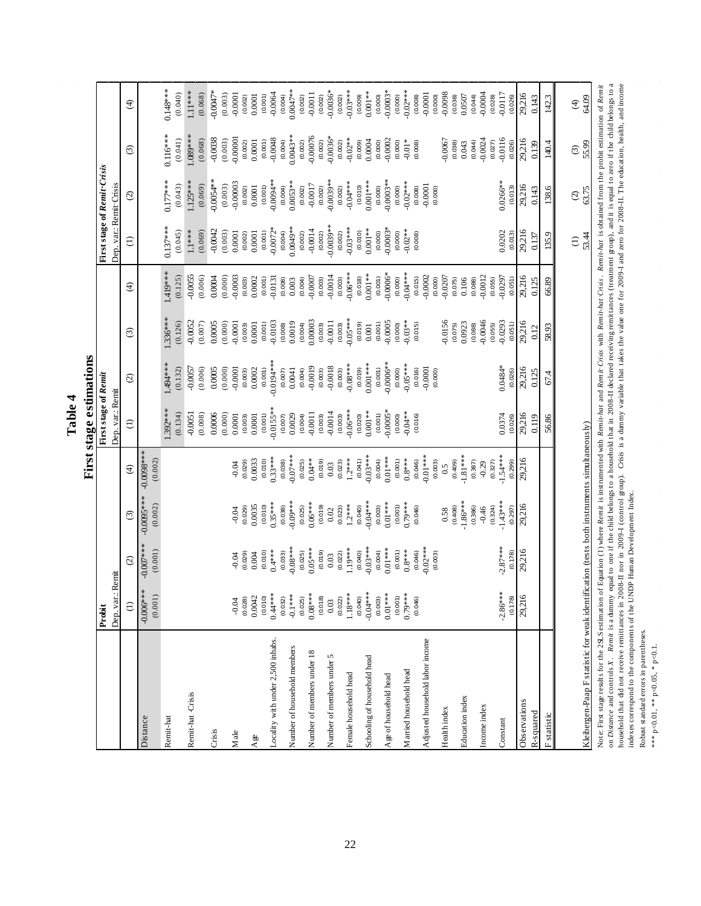# Table 4

## First stage estimations

| | Probit | | | | First stage of *Remit* | | | | First stage of *Remit·Crisis* | | | |
|---|---|---|---|---|---|---|---|---|---|---|---|---|
| | Dep. var.: Remit | | | | Dep. var.: Remit | | | | Dep. var.: Remit·Crisis | | | |
| | (1) | (2) | (3) | (4) | (1) | (2) | (3) | (4) | (1) | (2) | (3) | (4) |
| Distance | -0.006*** | -0.007*** | -0.0095*** | -0.0098*** | | | | | | | | |
| | (0.001) | (0.001) | (0.002) | (0.002) | | | | | | | | |
| Remit-hat | | | | | 1.392*** | 1.494*** | 1.336*** | 1.419*** | 0.137*** | 0.177*** | 0.116*** | 0.148*** |
| | | | | | (0.134) | (0.132) | (0.126) | (0.125) | (0.045) | (0.043) | (0.041) | (0.040) |
| Remit-hat·Crisis | | | | | -0.0051 | -0.0057 | -0.0052 | -0.0055 | 1.1*** | 1.125*** | 1.089*** | 1.11*** |
| | | | | | (0.008) | (0.006) | (0.007) | (0.006) | (0.069) | (0.069) | (0.068) | (0.068) |
| Crisis | | | | | 0.0006 | 0.0005 | 0.0005 | 0.0004 | -0.0042 | -0.0054** | -0.0038 | -0.0047* |
| | | | | | (0.000) | (0.000) | (0.000) | (0.000) | (0.003) | (0.003) | (0.003) | (0.003) |
| Male | -0.04 | -0.04 | -0.04 | -0.04 | 0.0001 | -0.0001 | -0.0001 | -0.0003 | 0.0001 | -0.00003 | -0.00001 | -0.0001 |
| | (0.028) | (0.029) | (0.029) | (0.029) | (0.003) | (0.003) | (0.003) | (0.003) | (0.002) | (0.002) | (0.002) | (0.002) |
| Age | 0.0042 | 0.004 | 0.0035 | 0.0033 | 0.0001 | 0.0002 | 0.0001 | 0.0002 | 0.0001 | 0.0001 | 0.0001 | 0.0001 |
| | (0.010) | (0.010) | (0.010) | (0.010) | (0.001) | (0.001) | (0.001) | (0.001) | (0.001) | (0.001) | (0.001) | (0.001) |
| Locality with under 2,500 inhabs. | 0.44*** | 0.4*** | 0.35*** | 0.33*** | -0.0155** | -0.0194*** | -0.0103 | -0.0131 | -0.0072* | -0.0094** | -0.0048 | -0.0064 |
| | (0.032) | (0.033) | (0.038) | (0.038) | (0.007) | (0.007) | (0.008) | (0.008) | (0.004) | (0.004) | (0.004) | (0.004) |
| Number of household members | -0.1*** | -0.08*** | -0.09*** | -0.07*** | 0.0029 | 0.0041 | 0.0019 | 0.003 | 0.0049** | 0.0053** | 0.0043** | 0.0047** |
| | (0.025) | (0.025) | (0.025) | (0.025) | (0.004) | (0.004) | (0.004) | (0.004) | (0.002) | (0.002) | (0.002) | (0.002) |
| Number of members under 18 | 0.08*** | 0.05*** | 0.06*** | 0.04** | -0.0011 | -0.0019 | 0.00003 | -0.0007 | -0.0014 | -0.0017 | -0.00076 | -0.0011 |
| | (0.018) | (0.019) | (0.019) | (0.019) | (0.003) | (0.003) | (0.003) | (0.003) | (0.002) | (0.002) | (0.002) | (0.002) |
| Number of members under 5 | 0.03 | 0.03 | 0.02 | 0.03 | -0.0014 | -0.0018 | -0.0011 | -0.0014 | -0.0039** | -0.0039** | -0.0036* | -0.0036* |
| | (0.022) | (0.022) | (0.023) | (0.023) | (0.003) | (0.003) | (0.003) | (0.003) | (0.002) | (0.002) | (0.002) | (0.002) |
| Female household head | 1.18*** | 1.19*** | 1.2*** | 1.2*** | -0.06*** | -0.08*** | -0.05*** | -0.06*** | -0.03*** | -0.04*** | -0.02** | -0.03*** |
| | (0.040) | (0.040) | (0.040) | (0.041) | (0.020) | (0.019) | (0.019) | (0.018) | (0.010) | (0.010) | (0.009) | (0.009) |
| Schooling of household head | -0.04*** | -0.03*** | -0.04*** | -0.03*** | 0.001** | 0.001*** | 0.001 | 0.001** | 0.001** | 0.001*** | 0.0004 | 0.001** |
| | (0.003) | (0.004) | (0.003) | (0.004) | (0.001) | (0.001) | (0.001) | (0.001) | (0.000) | (0.000) | (0.000) | (0.000) |
| Age of household head | 0.01*** | 0.01*** | 0.01*** | 0.01*** | -0.0005* | -0.0006** | -0.0005 | -0.0006* | -0.0003* | -0.0003** | -0.0002 | -0.0003* |
| | (0.001) | (0.001) | (0.001) | (0.001) | (0.000) | (0.000) | (0.000) | (0.000) | (0.000) | (0.000) | (0.000) | (0.000) |
| Married household head | 0.79*** | 0.8*** | 0.79*** | 0.8*** | -0.04** | -0.05*** | -0.03** | -0.04*** | -0.02** | -0.02*** | -0.01* | -0.02*** |
| | (0.046) | (0.046) | (0.046) | (0.046) | (0.016) | (0.016) | (0.015) | (0.015) | (0.008) | (0.008) | (0.008) | (0.008) |
| Adjusted household labor income | | -0.02*** | | -0.01*** | | -0.0001 | | -0.0002 | | -0.0001 | | -0.0001 |
| | | (0.003) | | (0.003) | | (0.000) | | (0.000) | | (0.000) | | (0.000) |
| Health index | | | 0.58 | 0.5 | | | -0.0156 | -0.0207 | | | -0.0067 | -0.0098 |
| | | | (0.408) | (0.409) | | | (0.075) | (0.075) | | | (0.038) | (0.038) |
| Education index | | | -1.86*** | -1.81*** | | | 0.0923 | 0.106 | | | 0.043 | 0.0507 |
| | | | (0.386) | (0.387) | | | (0.088) | (0.088) | | | (0.044) | (0.044) |
| Income index | | | -0.46 | -0.29 | | | -0.0046 | -0.0012 | | | -0.0024 | -0.0004 |
| | | | (0.324) | (0.327) | | | (0.055) | (0.055) | | | (0.027) | (0.028) |
| Constant | -2.86*** | -2.87*** | -1.43*** | -1.54*** | 0.0374 | 0.0484* | -0.0293 | -0.0297 | 0.0202 | 0.0266** | -0.0116 | -0.0117 |
| | (0.178) | (0.178) | (0.297) | (0.299) | (0.026) | (0.026) | (0.051) | (0.051) | (0.013) | (0.013) | (0.026) | (0.026) |
| Observations | 29,216 | 29,216 | 29,216 | 29,216 | 29,216 | 29,216 | 29,216 | 29,216 | 29,216 | 29,216 | 29,216 | 29,216 |
| R-squared | | | | | 0.119 | 0.125 | 0.12 | 0.125 | 0.137 | 0.143 | 0.139 | 0.143 |
| F statistic | | | | | 56.86 | 67.4 | 58.93 | 66.89 | 135.9 | 138.6 | 140.4 | 142.3 |
| | | | | | | | | | (1) | (2) | (3) | (4) |
| Kleibergen-Paap F statistic for weak identification (tests both instruments simultaneously) | | | | | | | | | 53.44 | 63.75 | 55.99 | 64.09 |

Note: First stage results for the 2SLS estimation of Equation (1) where *Remit* is instrumented with *Remit-hat* and *Remit·Crisis* with *Remit-hat·Crisis*. *Remit-hat* is obtained from the probit estimation of *Remit* on *Distance* and controls *X*. *Remit* is a dummy equal to one if the child belongs to a household that in 2008-II declared receiving remittances (treatment group), and it is equal to zero if the child belongs to a household that did not receive remittances in 2008-II nor in 2009-I (control group). *Crisis* is a dummy variable that takes the value one for 2009-I and zero for 2008-II. The education, health, and income indexes correspond to the components of the UNDP Human Development Index.

Robust standard errors in parentheses.

*** p<0.01, ** p<0.05, * p<0.1.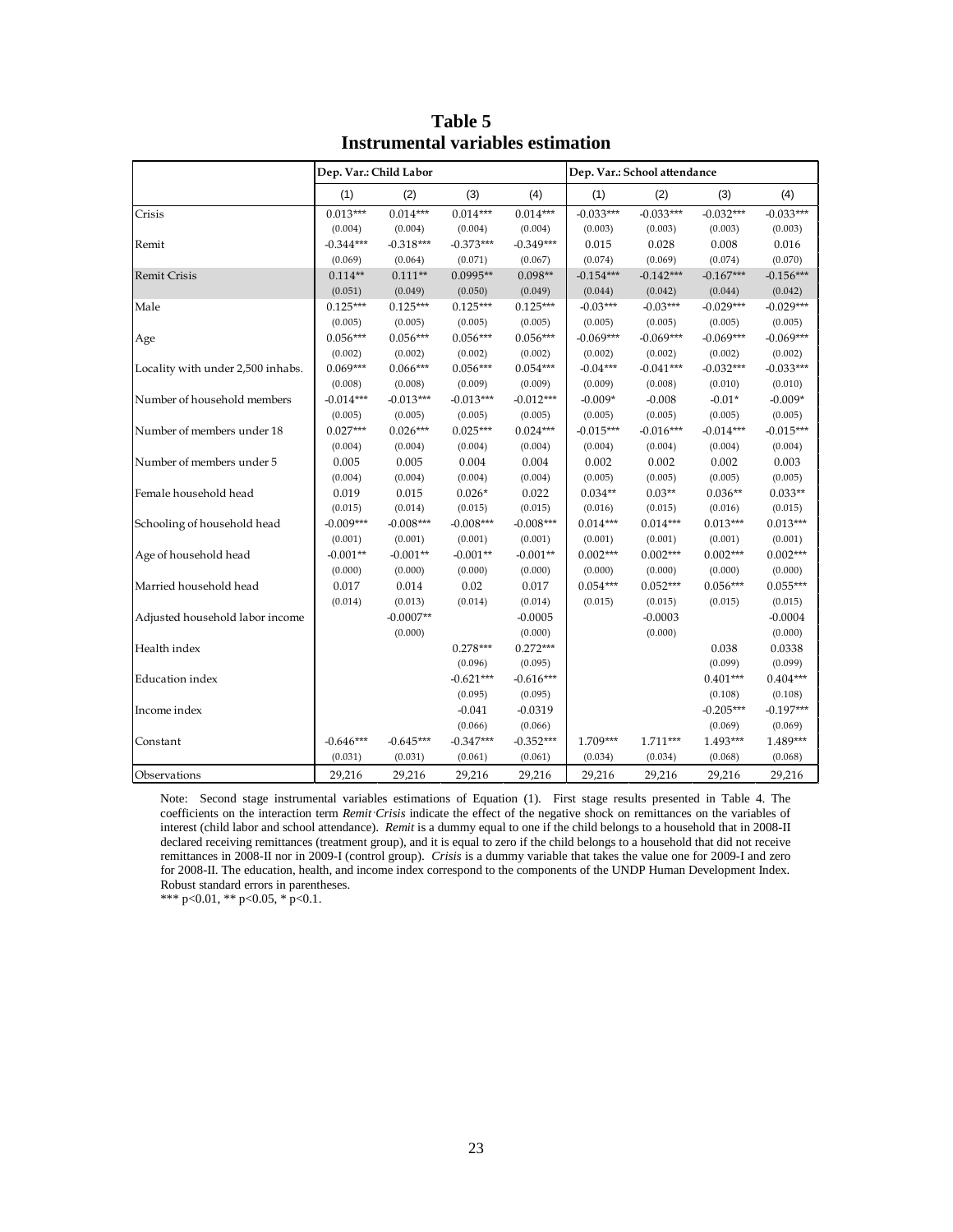# Table 5
## Instrumental variables estimation

| | Dep. Var.: Child Labor | | | | Dep. Var.: School attendance | | | |
|---|---|---|---|---|---|---|---|---|
| | (1) | (2) | (3) | (4) | (1) | (2) | (3) | (4) |
| Crisis | 0.013*** | 0.014*** | 0.014*** | 0.014*** | -0.033*** | -0.033*** | -0.032*** | -0.033*** |
| | (0.004) | (0.004) | (0.004) | (0.004) | (0.003) | (0.003) | (0.003) | (0.003) |
| Remit | -0.344*** | -0.318*** | -0.373*** | -0.349*** | 0.015 | 0.028 | 0.008 | 0.016 |
| | (0.069) | (0.064) | (0.071) | (0.067) | (0.074) | (0.069) | (0.074) | (0.070) |
| Remit Crisis | 0.114** | 0.111** | 0.0995** | 0.098** | -0.154*** | -0.142*** | -0.167*** | -0.156*** |
| | (0.051) | (0.049) | (0.050) | (0.049) | (0.044) | (0.042) | (0.044) | (0.042) |
| Male | 0.125*** | 0.125*** | 0.125*** | 0.125*** | -0.03*** | -0.03*** | -0.029*** | -0.029*** |
| | (0.005) | (0.005) | (0.005) | (0.005) | (0.005) | (0.005) | (0.005) | (0.005) |
| Age | 0.056*** | 0.056*** | 0.056*** | 0.056*** | -0.069*** | -0.069*** | -0.069*** | -0.069*** |
| | (0.002) | (0.002) | (0.002) | (0.002) | (0.002) | (0.002) | (0.002) | (0.002) |
| Locality with under 2,500 inhabs. | 0.069*** | 0.066*** | 0.056*** | 0.054*** | -0.04*** | -0.041*** | -0.032*** | -0.033*** |
| | (0.008) | (0.008) | (0.009) | (0.009) | (0.009) | (0.008) | (0.010) | (0.010) |
| Number of household members | -0.014*** | -0.013*** | -0.013*** | -0.012*** | -0.009* | -0.008 | -0.01* | -0.009* |
| | (0.005) | (0.005) | (0.005) | (0.005) | (0.005) | (0.005) | (0.005) | (0.005) |
| Number of members under 18 | 0.027*** | 0.026*** | 0.025*** | 0.024*** | -0.015*** | -0.016*** | -0.014*** | -0.015*** |
| | (0.004) | (0.004) | (0.004) | (0.004) | (0.004) | (0.004) | (0.004) | (0.004) |
| Number of members under 5 | 0.005 | 0.005 | 0.004 | 0.004 | 0.002 | 0.002 | 0.002 | 0.003 |
| | (0.004) | (0.004) | (0.004) | (0.004) | (0.005) | (0.005) | (0.005) | (0.005) |
| Female household head | 0.019 | 0.015 | 0.026* | 0.022 | 0.034** | 0.03** | 0.036** | 0.033** |
| | (0.015) | (0.014) | (0.015) | (0.015) | (0.016) | (0.015) | (0.016) | (0.015) |
| Schooling of household head | -0.009*** | -0.008*** | -0.008*** | -0.008*** | 0.014*** | 0.014*** | 0.013*** | 0.013*** |
| | (0.001) | (0.001) | (0.001) | (0.001) | (0.001) | (0.001) | (0.001) | (0.001) |
| Age of household head | -0.001** | -0.001** | -0.001** | -0.001** | 0.002*** | 0.002*** | 0.002*** | 0.002*** |
| | (0.000) | (0.000) | (0.000) | (0.000) | (0.000) | (0.000) | (0.000) | (0.000) |
| Married household head | 0.017 | 0.014 | 0.02 | 0.017 | 0.054*** | 0.052*** | 0.056*** | 0.055*** |
| | (0.014) | (0.013) | (0.014) | (0.014) | (0.015) | (0.015) | (0.015) | (0.015) |
| Adjusted household labor income | | -0.0007** | | -0.0005 | | -0.0003 | | -0.0004 |
| | | (0.000) | | (0.000) | | (0.000) | | (0.000) |
| Health index | | | 0.278*** | 0.272*** | | | 0.038 | 0.0338 |
| | | | (0.096) | (0.095) | | | (0.099) | (0.099) |
| Education index | | | -0.621*** | -0.616*** | | | 0.401*** | 0.404*** |
| | | | (0.095) | (0.095) | | | (0.108) | (0.108) |
| Income index | | | -0.041 | -0.0319 | | | -0.205*** | -0.197*** |
| | | | (0.066) | (0.066) | | | (0.069) | (0.069) |
| Constant | -0.646*** | -0.645*** | -0.347*** | -0.352*** | 1.709*** | 1.711*** | 1.493*** | 1.489*** |
| | (0.031) | (0.031) | (0.061) | (0.061) | (0.034) | (0.034) | (0.068) | (0.068) |
| Observations | 29,216 | 29,216 | 29,216 | 29,216 | 29,216 | 29,216 | 29,216 | 29,216 |

Note: Second stage instrumental variables estimations of Equation (1). First stage results presented in Table 4. The coefficients on the interaction term *Remit·Crisis* indicate the effect of the negative shock on remittances on the variables of interest (child labor and school attendance). *Remit* is a dummy equal to one if the child belongs to a household that in 2008-II declared receiving remittances (treatment group), and it is equal to zero if the child belongs to a household that did not receive remittances in 2008-II nor in 2009-I (control group). *Crisis* is a dummy variable that takes the value one for 2009-I and zero for 2008-II. The education, health, and income index correspond to the components of the UNDP Human Development Index. Robust standard errors in parentheses.

*** p<0.01, ** p<0.05, * p<0.1.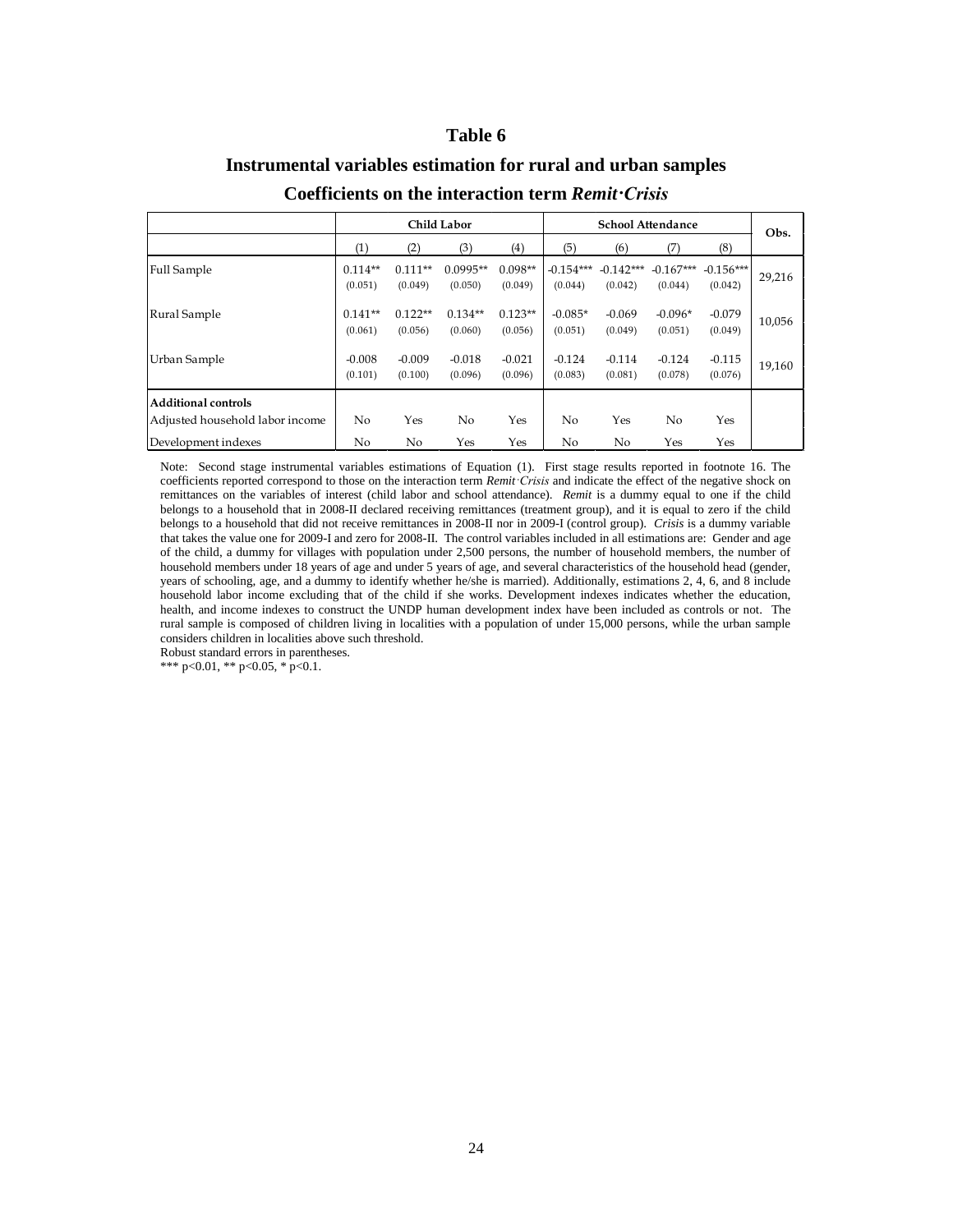# Table 6

## Instrumental variables estimation for rural and urban samples

### Coefficients on the interaction term *Remit·Crisis*

| | Child Labor | | | | School Attendance | | | | Obs. |
|---|---|---|---|---|---|---|---|---|---|
| | (1) | (2) | (3) | (4) | (5) | (6) | (7) | (8) | |
| Full Sample | 0.114** (0.051) | 0.111** (0.049) | 0.0995** (0.050) | 0.098** (0.049) | -0.154*** (0.044) | -0.142*** (0.042) | -0.167*** (0.044) | -0.156*** (0.042) | 29,216 |
| Rural Sample | 0.141** (0.061) | 0.122** (0.056) | 0.134** (0.060) | 0.123** (0.056) | -0.085* (0.051) | -0.069 (0.049) | -0.096* (0.051) | -0.079 (0.049) | 10,056 |
| Urban Sample | -0.008 (0.101) | -0.009 (0.100) | -0.018 (0.096) | -0.021 (0.096) | -0.124 (0.083) | -0.114 (0.081) | -0.124 (0.078) | -0.115 (0.076) | 19,160 |
| **Additional controls** | | | | | | | | | |
| Adjusted household labor income | No | Yes | No | Yes | No | Yes | No | Yes | |
| Development indexes | No | No | Yes | Yes | No | No | Yes | Yes | |

Note: Second stage instrumental variables estimations of Equation (1). First stage results reported in footnote 16. The coefficients reported correspond to those on the interaction term *Remit·Crisis* and indicate the effect of the negative shock on remittances on the variables of interest (child labor and school attendance). *Remit* is a dummy equal to one if the child belongs to a household that in 2008-II declared receiving remittances (treatment group), and it is equal to zero if the child belongs to a household that did not receive remittances in 2008-II nor in 2009-I (control group). *Crisis* is a dummy variable that takes the value one for 2009-I and zero for 2008-II. The control variables included in all estimations are: Gender and age of the child, a dummy for villages with population under 2,500 persons, the number of household members, the number of household members under 18 years of age and under 5 years of age, and several characteristics of the household head (gender, years of schooling, age, and a dummy to identify whether he/she is married). Additionally, estimations 2, 4, 6, and 8 include household labor income excluding that of the child if she works. Development indexes indicates whether the education, health, and income indexes to construct the UNDP human development index have been included as controls or not. The rural sample is composed of children living in localities with a population of under 15,000 persons, while the urban sample considers children in localities above such threshold.

Robust standard errors in parentheses.

*** p<0.01, ** p<0.05, * p<0.1.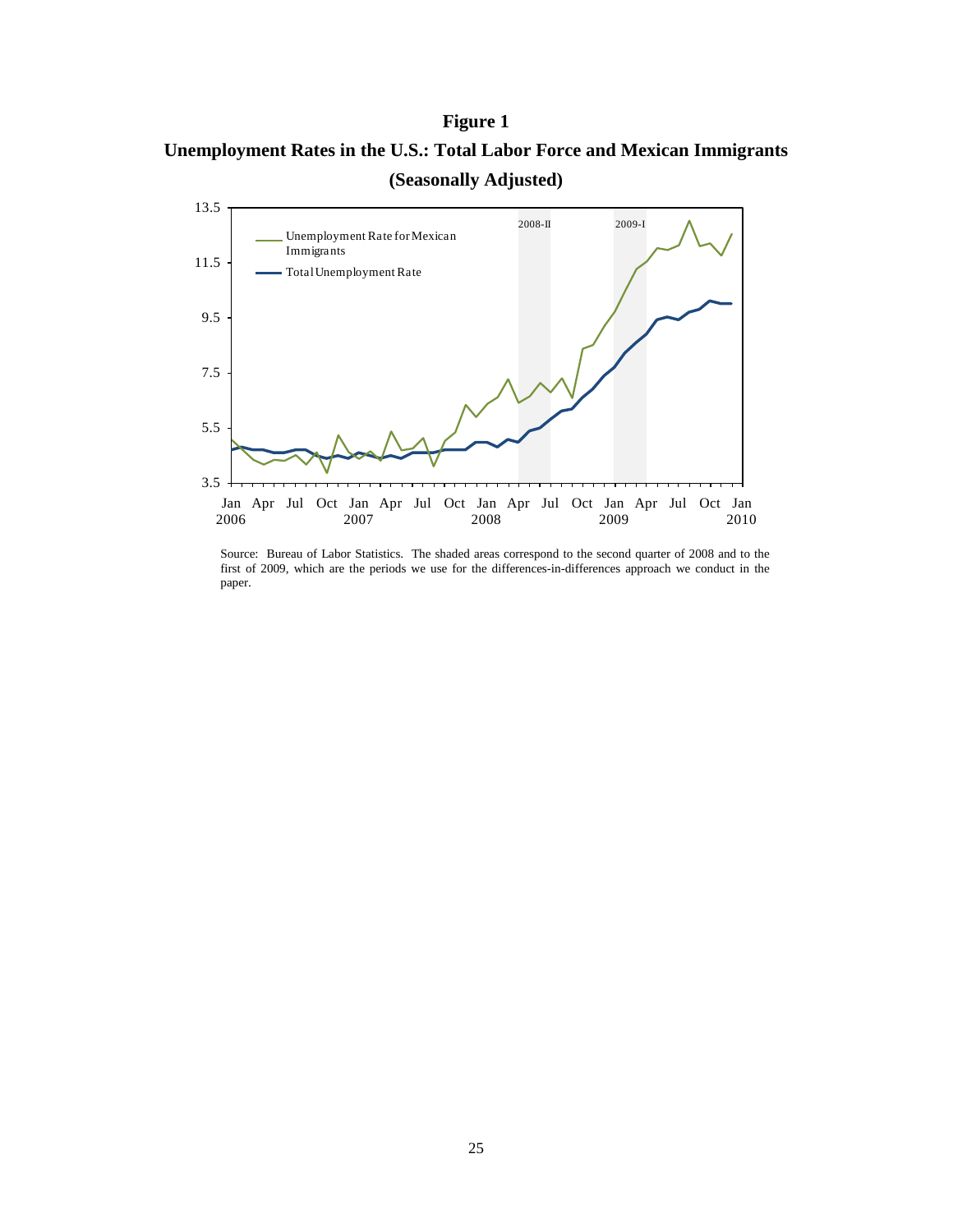**Figure 1**

**Unemployment Rates in the U.S.: Total Labor Force and Mexican Immigrants (Seasonally Adjusted)**

Source: Bureau of Labor Statistics. The shaded areas correspond to the second quarter of 2008 and to the first of 2009, which are the periods we use for the differences-in-differences approach we conduct in the paper.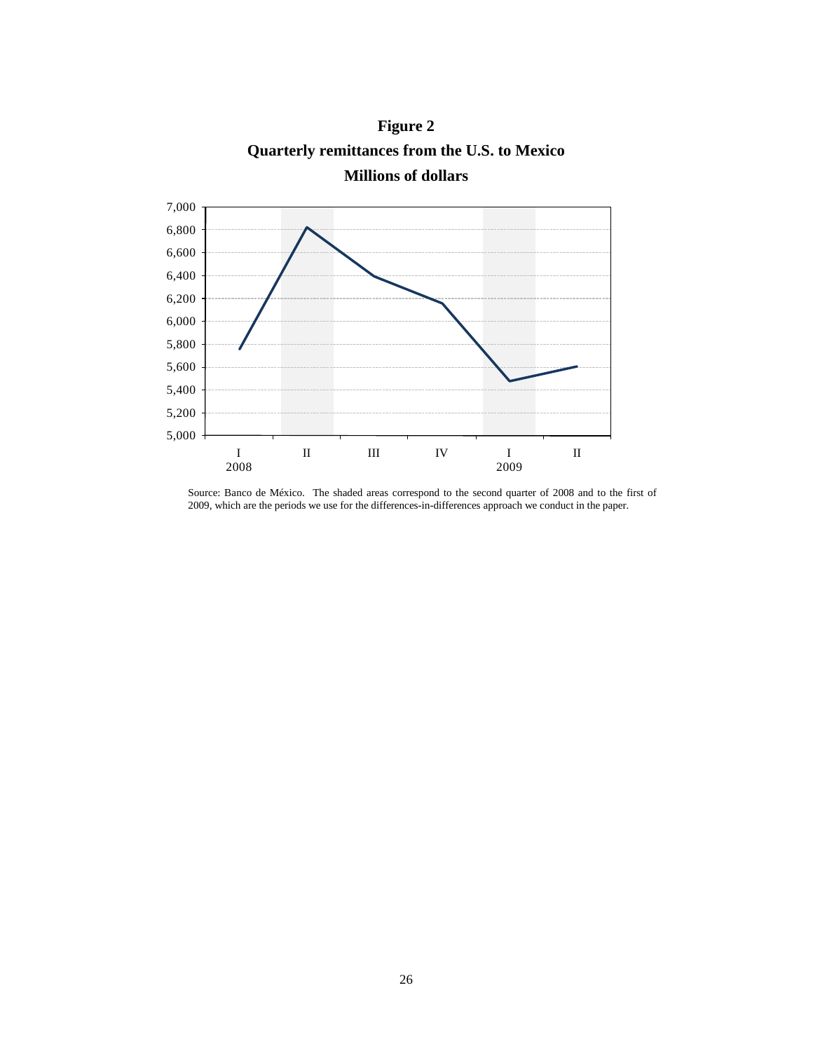**Figure 2**

**Quarterly remittances from the U.S. to Mexico**

**Millions of dollars**

7,000
6,800
6,600
6,400
6,200
6,000
5,800
5,600
5,400
5,200
5,000

I
2008
II
III
IV
I
2009
II

Source: Banco de México. The shaded areas correspond to the second quarter of 2008 and to the first of 2009, which are the periods we use for the differences-in-differences approach we conduct in the paper.